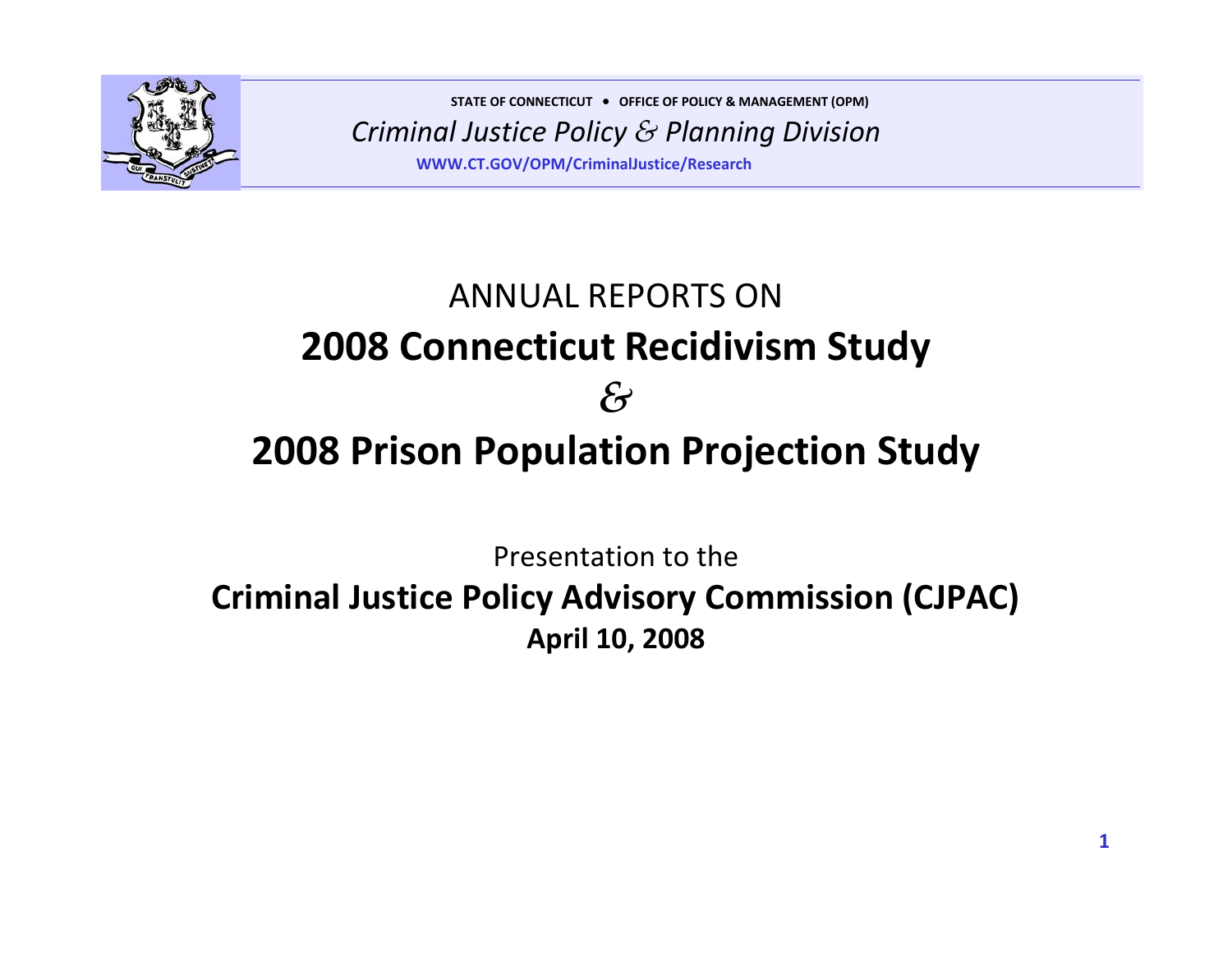STATE OF CONNECTICUT • OFFICE OF POLICY & MANAGEMENT (OPM)

*Criminal Justice Policy & Planning Division*

**WWW.CT.GOV/OPM/CriminalJustice/Research**

# ANNUAL REPORTS ON

# **2008 Connecticut Recidivism Study**

*&*

# **2008 Prison Population Projection Study**

Presentation to the

**Criminal Justice Policy Advisory Commission (CJPAC)**

**April 10, 2008**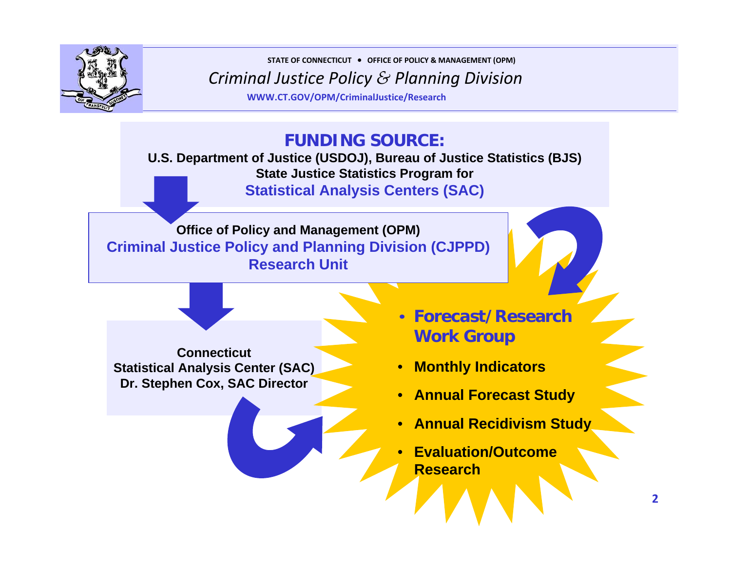STATE OF CONNECTICUT • OFFICE OF POLICY & MANAGEMENT (OPM)

*Criminal Justice Policy & Planning Division*

WWW.CT.GOV/OPM/CriminalJustice/Research

## FUNDING SOURCE:

**U.S. Department of Justice (USDOJ), Bureau of Justice Statistics (BJS)**
**State Justice Statistics Program for**
**Statistical Analysis Centers (SAC)**

**Office of Policy and Management (OPM)**
**Criminal Justice Policy and Planning Division (CJPPD)**
**Research Unit**

**Connecticut**
**Statistical Analysis Center (SAC)**
**Dr. Stephen Cox, SAC Director**

- **Forecast/Research Work Group**
- **Monthly Indicators**
- **Annual Forecast Study**
- **Annual Recidivism Study**
- **Evaluation/Outcome Research**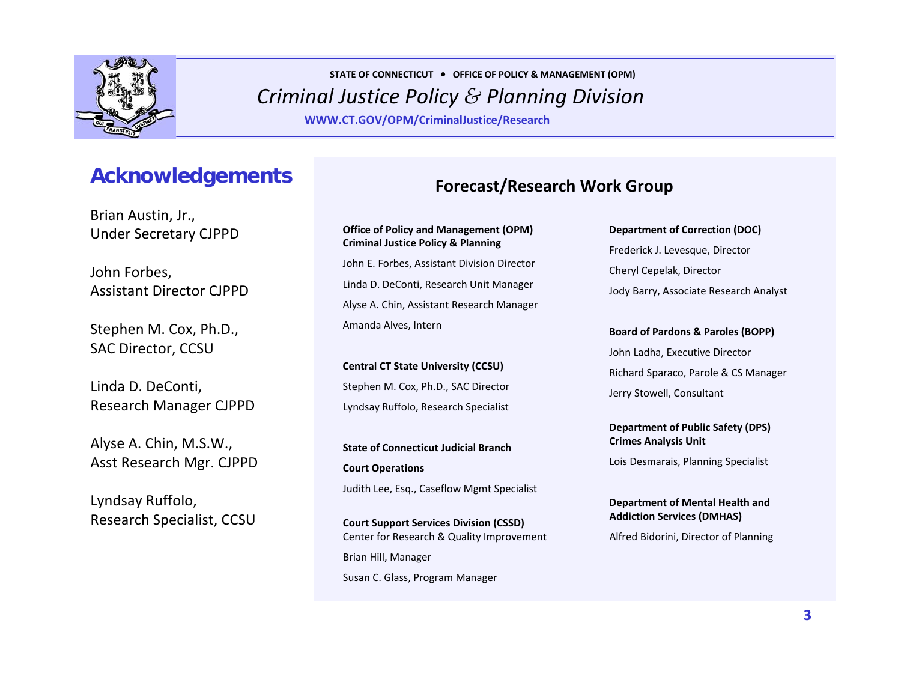STATE OF CONNECTICUT • OFFICE OF POLICY & MANAGEMENT (OPM)

*Criminal Justice Policy & Planning Division*

WWW.CT.GOV/OPM/CriminalJustice/Research

## Acknowledgements

Brian Austin, Jr.,
Under Secretary CJPPD

John Forbes,
Assistant Director CJPPD

Stephen M. Cox, Ph.D.,
SAC Director, CCSU

Linda D. DeConti,
Research Manager CJPPD

Alyse A. Chin, M.S.W.,
Asst Research Mgr. CJPPD

Lyndsay Ruffolo,
Research Specialist, CCSU

## Forecast/Research Work Group

**Office of Policy and Management (OPM)**
**Criminal Justice Policy & Planning**

John E. Forbes, Assistant Division Director

Linda D. DeConti, Research Unit Manager

Alyse A. Chin, Assistant Research Manager

Amanda Alves, Intern

**Central CT State University (CCSU)**

Stephen M. Cox, Ph.D., SAC Director

Lyndsay Ruffolo, Research Specialist

**State of Connecticut Judicial Branch**

**Court Operations**

Judith Lee, Esq., Caseflow Mgmt Specialist

**Court Support Services Division (CSSD)**
Center for Research & Quality Improvement

Brian Hill, Manager

Susan C. Glass, Program Manager

**Department of Correction (DOC)**

Frederick J. Levesque, Director

Cheryl Cepelak, Director

Jody Barry, Associate Research Analyst

**Board of Pardons & Paroles (BOPP)**

John Ladha, Executive Director

Richard Sparaco, Parole & CS Manager

Jerry Stowell, Consultant

**Department of Public Safety (DPS)**
**Crimes Analysis Unit**

Lois Desmarais, Planning Specialist

**Department of Mental Health and Addiction Services (DMHAS)**

Alfred Bidorini, Director of Planning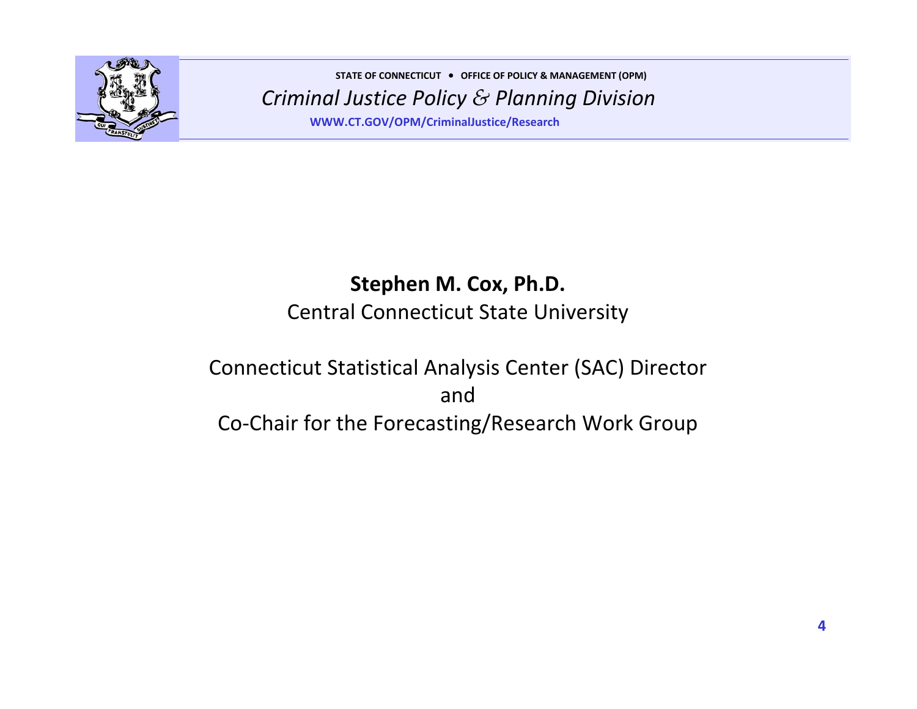**Stephen M. Cox, Ph.D.**

Central Connecticut State University

Connecticut Statistical Analysis Center (SAC) Director

and

Co-Chair for the Forecasting/Research Work Group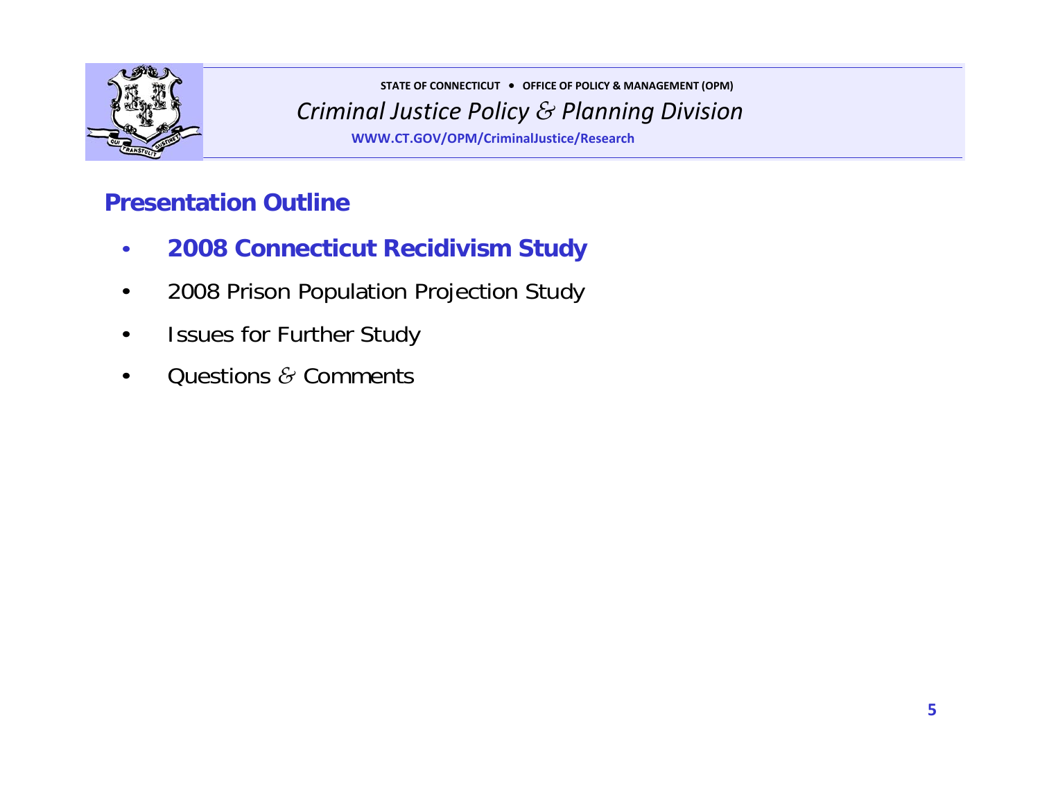## Presentation Outline

- **2008 Connecticut Recidivism Study**
- 2008 Prison Population Projection Study
- Issues for Further Study
- Questions & Comments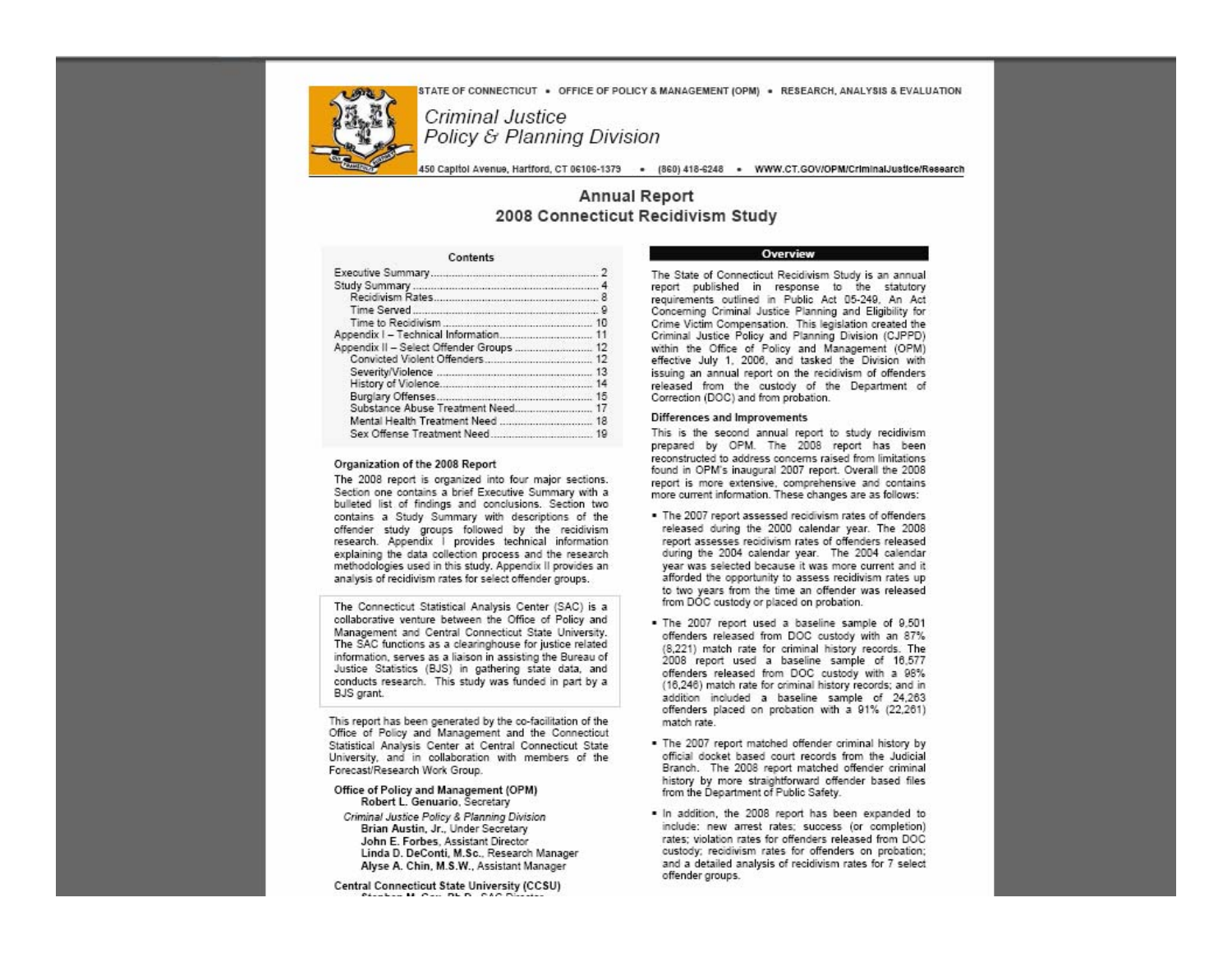STATE OF CONNECTICUT • OFFICE OF POLICY & MANAGEMENT (OPM) • RESEARCH, ANALYSIS & EVALUATION

*Criminal Justice Policy & Planning Division*

450 Capitol Avenue, Hartford, CT 06106-1379 • (860) 418-6248 • WWW.CT.GOV/OPM/CriminalJustice/Research

# Annual Report
# 2008 Connecticut Recidivism Study

## Contents

| | |
|---|---|
| Executive Summary | 2 |
| Study Summary | 4 |
| Recidivism Rates | 8 |
| Time Served | 9 |
| Time to Recidivism | 10 |
| Appendix I – Technical Information | 11 |
| Appendix II – Select Offender Groups | 12 |
| Convicted Violent Offenders | 12 |
| Severity/Violence | 13 |
| History of Violence | 14 |
| Burglary Offenses | 15 |
| Substance Abuse Treatment Need | 17 |
| Mental Health Treatment Need | 18 |
| Sex Offense Treatment Need | 19 |

### Organization of the 2008 Report

The 2008 report is organized into four major sections. Section one contains a brief Executive Summary with a bulleted list of findings and conclusions. Section two contains a Study Summary with descriptions of the offender study groups followed by the recidivism research. Appendix I provides technical information explaining the data collection process and the research methodologies used in this study. Appendix II provides an analysis of recidivism rates for select offender groups.

The Connecticut Statistical Analysis Center (SAC) is a collaborative venture between the Office of Policy and Management and Central Connecticut State University. The SAC functions as a clearinghouse for justice related information, serves as a liaison in assisting the Bureau of Justice Statistics (BJS) in gathering state data, and conducts research. This study was funded in part by a BJS grant.

This report has been generated by the co-facilitation of the Office of Policy and Management and the Connecticut Statistical Analysis Center at Central Connecticut State University, and in collaboration with members of the Forecast/Research Work Group.

**Office of Policy and Management (OPM)**
**Robert L. Genuario**, Secretary

*Criminal Justice Policy & Planning Division*
**Brian Austin, Jr.**, Under Secretary
**John E. Forbes**, Assistant Director
**Linda D. DeConti, M.Sc.**, Research Manager
**Alyse A. Chin, M.S.W.**, Assistant Manager

**Central Connecticut State University (CCSU)**

## Overview

The State of Connecticut Recidivism Study is an annual report published in response to the statutory requirements outlined in Public Act 05-249, An Act Concerning Criminal Justice Planning and Eligibility for Crime Victim Compensation. This legislation created the Criminal Justice Policy and Planning Division (CJPPD) within the Office of Policy and Management (OPM) effective July 1, 2006, and tasked the Division with issuing an annual report on the recidivism of offenders released from the custody of the Department of Correction (DOC) and from probation.

### Differences and Improvements

This is the second annual report to study recidivism prepared by OPM. The 2008 report has been reconstructed to address concerns raised from limitations found in OPM's inaugural 2007 report. Overall the 2008 report is more extensive, comprehensive and contains more current information. These changes are as follows:

- The 2007 report assessed recidivism rates of offenders released during the 2000 calendar year. The 2008 report assesses recidivism rates of offenders released during the 2004 calendar year. The 2004 calendar year was selected because it was more current and it afforded the opportunity to assess recidivism rates up to two years from the time an offender was released from DOC custody or placed on probation.
- The 2007 report used a baseline sample of 9,501 offenders released from DOC custody with an 87% (8,221) match rate for criminal history records. The 2008 report used a baseline sample of 16,577 offenders released from DOC custody with a 98% (16,246) match rate for criminal history records; and in addition included a baseline sample of 24,263 offenders placed on probation with a 91% (22,261) match rate.
- The 2007 report matched offender criminal history by official docket based court records from the Judicial Branch. The 2008 report matched offender criminal history by more straightforward offender based files from the Department of Public Safety.
- In addition, the 2008 report has been expanded to include: new arrest rates; success (or completion) rates; violation rates for offenders released from DOC custody; recidivism rates for offenders on probation; and a detailed analysis of recidivism rates for 7 select offender groups.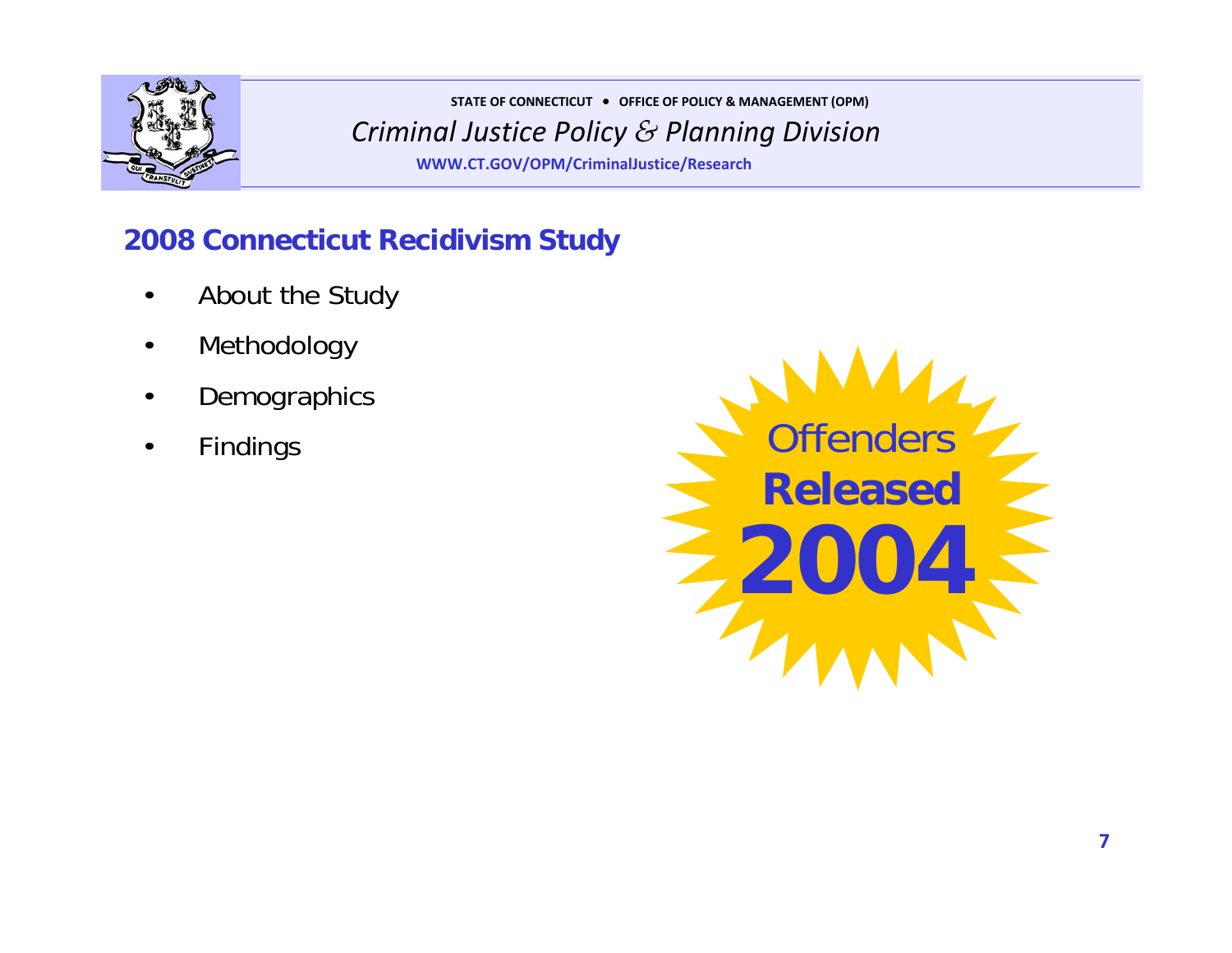## 2008 Connecticut Recidivism Study

- About the Study
- Methodology
- Demographics
- Findings

Offenders **Released** **2004**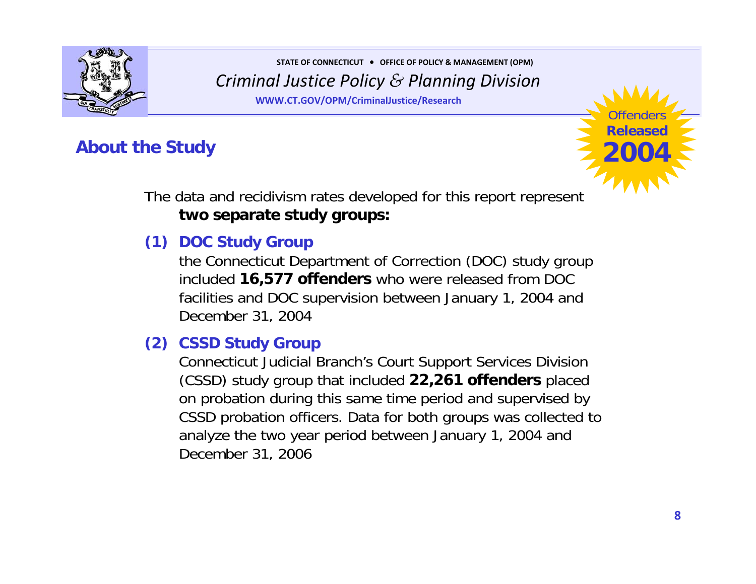## About the Study

The data and recidivism rates developed for this report represent **two separate study groups:**

**(1) DOC Study Group**

the Connecticut Department of Correction (DOC) study group included **16,577 offenders** who were released from DOC facilities and DOC supervision between January 1, 2004 and December 31, 2004

**(2) CSSD Study Group**

Connecticut Judicial Branch's Court Support Services Division (CSSD) study group that included **22,261 offenders** placed on probation during this same time period and supervised by CSSD probation officers. Data for both groups was collected to analyze the two year period between January 1, 2004 and December 31, 2006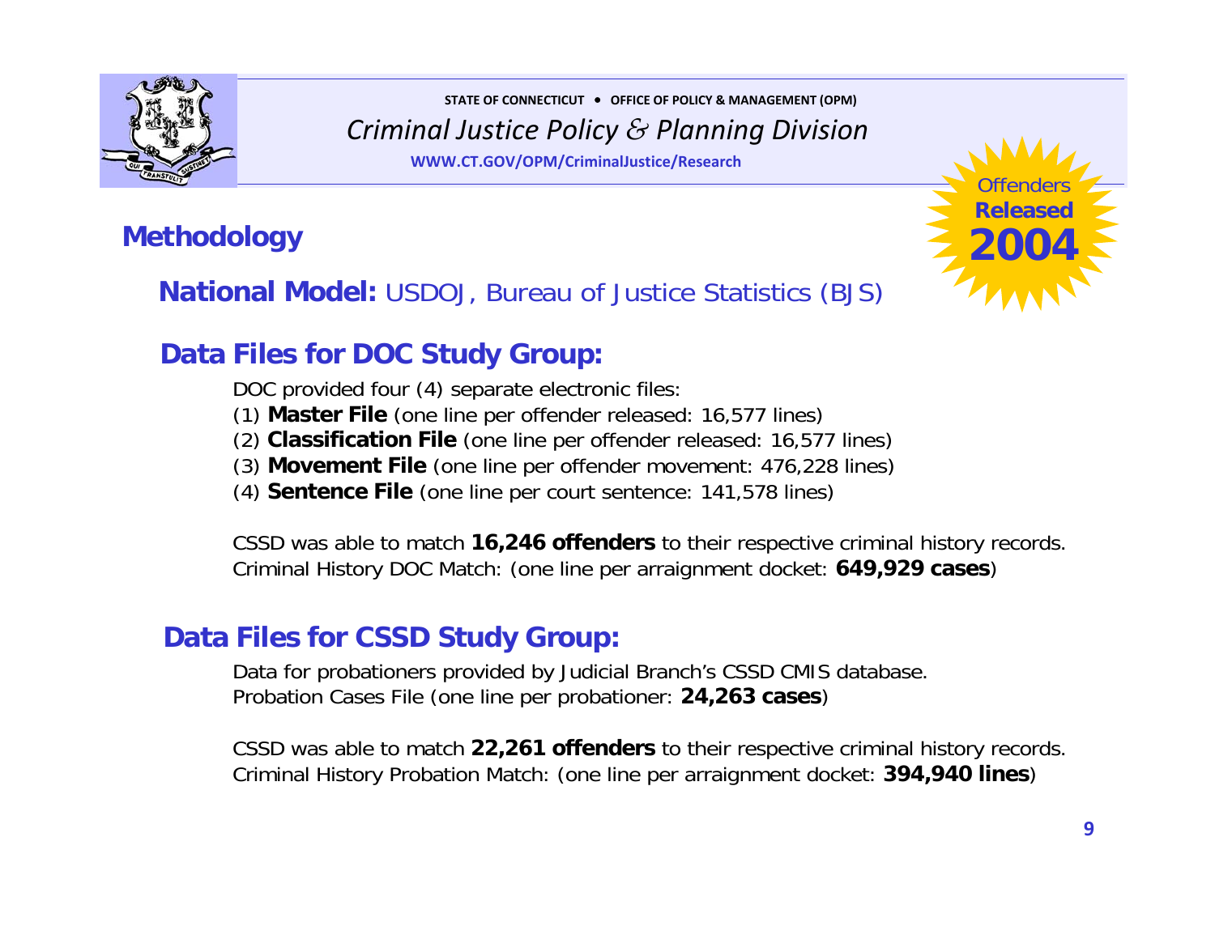## Methodology

Offenders **Released** **2004**

**National Model:** USDOJ, Bureau of Justice Statistics (BJS)

### Data Files for DOC Study Group:

DOC provided four (4) separate electronic files:
(1) **Master File** (one line per offender released: 16,577 lines)
(2) **Classification File** (one line per offender released: 16,577 lines)
(3) **Movement File** (one line per offender movement: 476,228 lines)
(4) **Sentence File** (one line per court sentence: 141,578 lines)

CSSD was able to match **16,246 offenders** to their respective criminal history records.
Criminal History DOC Match: (one line per arraignment docket: **649,929 cases**)

### Data Files for CSSD Study Group:

Data for probationers provided by Judicial Branch's CSSD CMIS database.
Probation Cases File (one line per probationer: **24,263 cases**)

CSSD was able to match **22,261 offenders** to their respective criminal history records.
Criminal History Probation Match: (one line per arraignment docket: **394,940 lines**)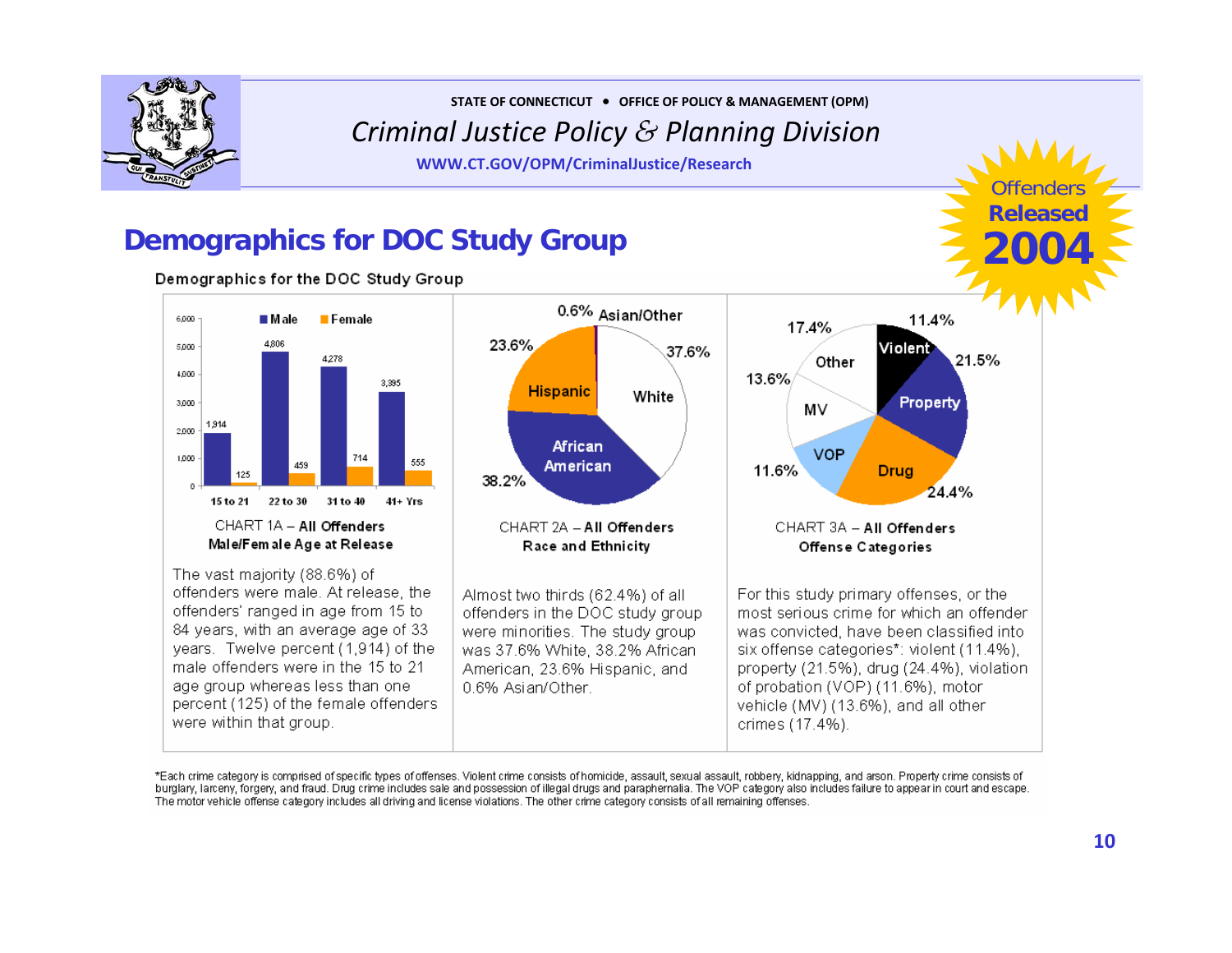STATE OF CONNECTICUT • OFFICE OF POLICY & MANAGEMENT (OPM)

*Criminal Justice Policy & Planning Division*

WWW.CT.GOV/OPM/CriminalJustice/Research

Offenders **Released** **2004**

# Demographics for DOC Study Group

Demographics for the DOC Study Group

| Age at Release | Male | Female |
|---|---|---|
| 15 to 21 | 1,914 | 125 |
| 22 to 30 | 4,806 | 459 |
| 31 to 40 | 4,278 | 714 |
| 41+ Yrs | 3,395 | 555 |

CHART 1A – **All Offenders**
**Male/Female Age at Release**

The vast majority (88.6%) of offenders were male. At release, the offenders' ranged in age from 15 to 84 years, with an average age of 33 years. Twelve percent (1,914) of the male offenders were in the 15 to 21 age group whereas less than one percent (125) of the female offenders were within that group.

| Race and Ethnicity | Percent |
|---|---|
| White | 37.6% |
| African American | 38.2% |
| Hispanic | 23.6% |
| Asian/Other | 0.6% |

CHART 2A – **All Offenders**
**Race and Ethnicity**

Almost two thirds (62.4%) of all offenders in the DOC study group were minorities. The study group was 37.6% White, 38.2% African American, 23.6% Hispanic, and 0.6% Asian/Other.

| Offense Category | Percent |
|---|---|
| Violent | 11.4% |
| Property | 21.5% |
| Drug | 24.4% |
| VOP | 11.6% |
| MV | 13.6% |
| Other | 17.4% |

CHART 3A – **All Offenders**
**Offense Categories**

For this study primary offenses, or the most serious crime for which an offender was convicted, have been classified into six offense categories*: violent (11.4%), property (21.5%), drug (24.4%), violation of probation (VOP) (11.6%), motor vehicle (MV) (13.6%), and all other crimes (17.4%).

*Each crime category is comprised of specific types of offenses. Violent crime consists of homicide, assault, sexual assault, robbery, kidnapping, and arson. Property crime consists of burglary, larceny, forgery, and fraud. Drug crime includes sale and possession of illegal drugs and paraphernalia. The VOP category also includes failure to appear in court and escape. The motor vehicle offense category includes all driving and license violations. The other crime category consists of all remaining offenses.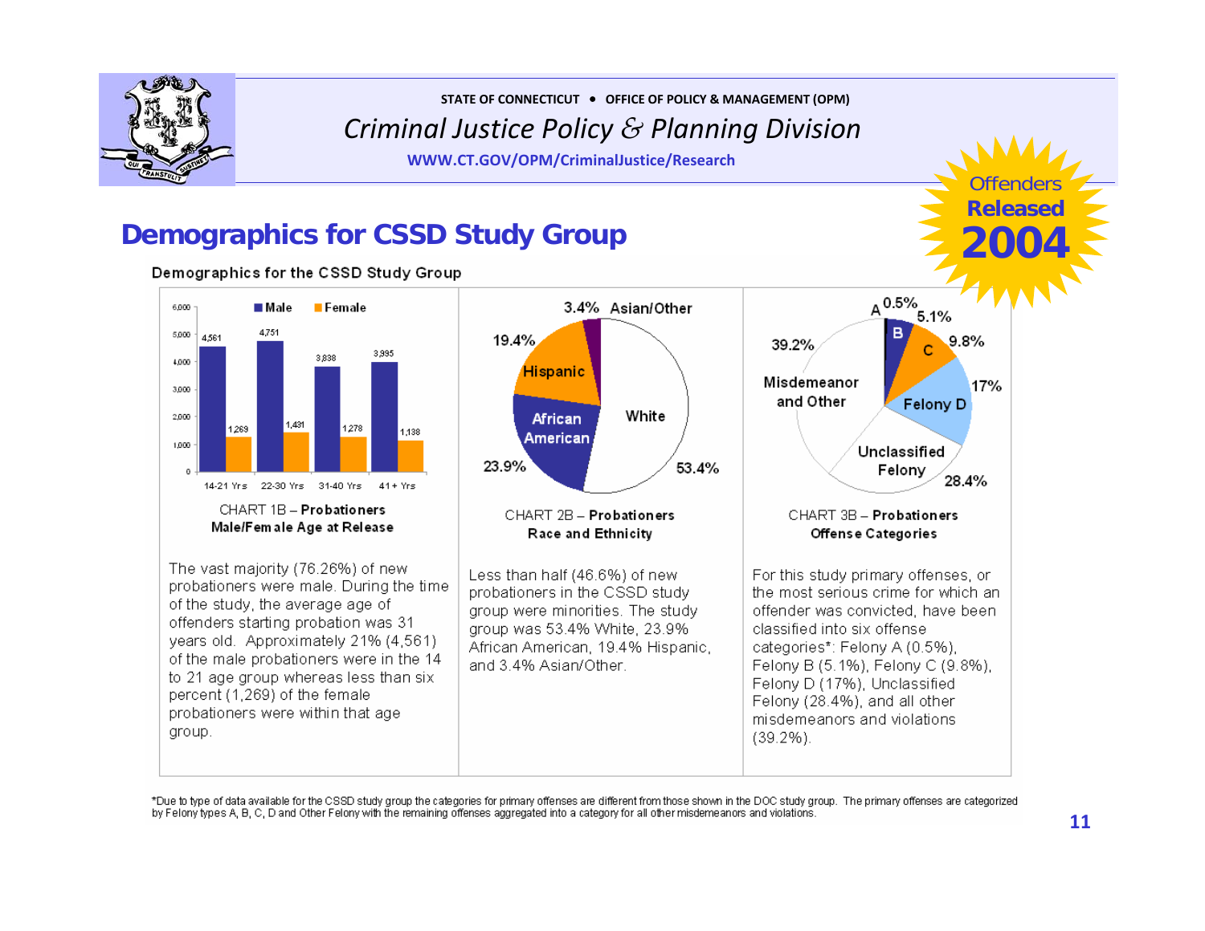STATE OF CONNECTICUT • OFFICE OF POLICY & MANAGEMENT (OPM)

*Criminal Justice Policy & Planning Division*

WWW.CT.GOV/OPM/CriminalJustice/Research

Offenders Released 2004

# Demographics for CSSD Study Group

Demographics for the CSSD Study Group

| Age at Release | Male | Female |
|---|---|---|
| 14-21 Yrs | 4,561 | 1,269 |
| 22-30 Yrs | 4,751 | 1,431 |
| 31-40 Yrs | 3,838 | 1,278 |
| 41+ Yrs | 3,995 | 1,138 |

CHART 1B – **Probationers Male/Female Age at Release**

The vast majority (76.26%) of new probationers were male. During the time of the study, the average age of offenders starting probation was 31 years old. Approximately 21% (4,561) of the male probationers were in the 14 to 21 age group whereas less than six percent (1,269) of the female probationers were within that age group.

| Race and Ethnicity | Percent |
|---|---|
| White | 53.4% |
| African American | 23.9% |
| Hispanic | 19.4% |
| Asian/Other | 3.4% |

CHART 2B – **Probationers Race and Ethnicity**

Less than half (46.6%) of new probationers in the CSSD study group were minorities. The study group was 53.4% White, 23.9% African American, 19.4% Hispanic, and 3.4% Asian/Other.

| Offense Category | Percent |
|---|---|
| A | 0.5% |
| B | 5.1% |
| C | 9.8% |
| Felony D | 17% |
| Unclassified Felony | 28.4% |
| Misdemeanor and Other | 39.2% |

CHART 3B – **Probationers Offense Categories**

For this study primary offenses, or the most serious crime for which an offender was convicted, have been classified into six offense categories*: Felony A (0.5%), Felony B (5.1%), Felony C (9.8%), Felony D (17%), Unclassified Felony (28.4%), and all other misdemeanors and violations (39.2%).

*Due to type of data available for the CSSD study group the categories for primary offenses are different from those shown in the DOC study group. The primary offenses are categorized by Felony types A, B, C, D and Other Felony with the remaining offenses aggregated into a category for all other misdemeanors and violations.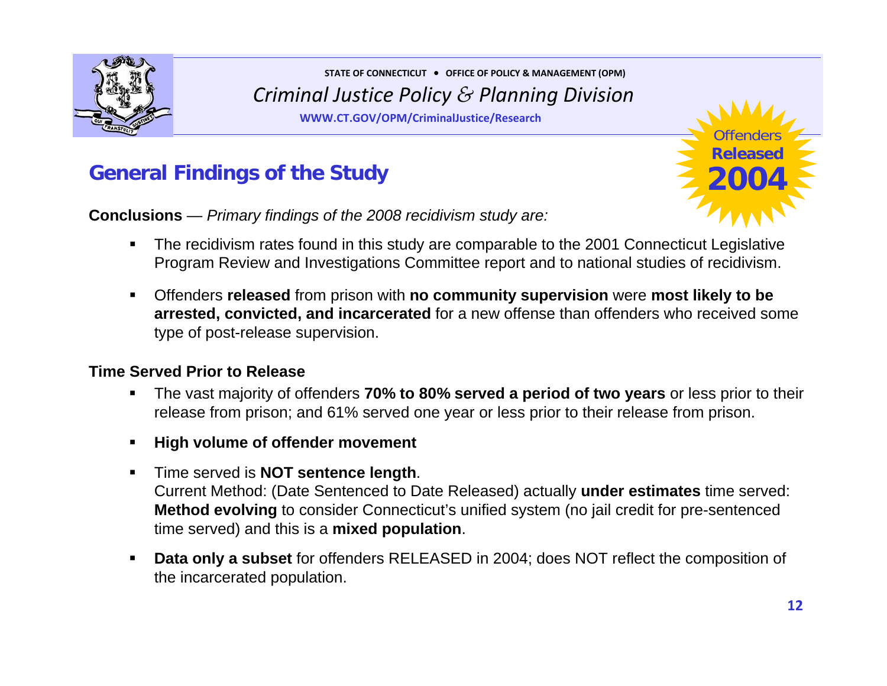## General Findings of the Study

Offenders **Released** **2004**

**Conclusions** — *Primary findings of the 2008 recidivism study are:*

- The recidivism rates found in this study are comparable to the 2001 Connecticut Legislative Program Review and Investigations Committee report and to national studies of recidivism.
- Offenders **released** from prison with **no community supervision** were **most likely to be arrested, convicted, and incarcerated** for a new offense than offenders who received some type of post-release supervision.

**Time Served Prior to Release**

- The vast majority of offenders **70% to 80% served a period of two years** or less prior to their release from prison; and 61% served one year or less prior to their release from prison.
- **High volume of offender movement**
- Time served is **NOT sentence length**.
  Current Method: (Date Sentenced to Date Released) actually **under estimates** time served: **Method evolving** to consider Connecticut's unified system (no jail credit for pre-sentenced time served) and this is a **mixed population**.
- **Data only a subset** for offenders RELEASED in 2004; does NOT reflect the composition of the incarcerated population.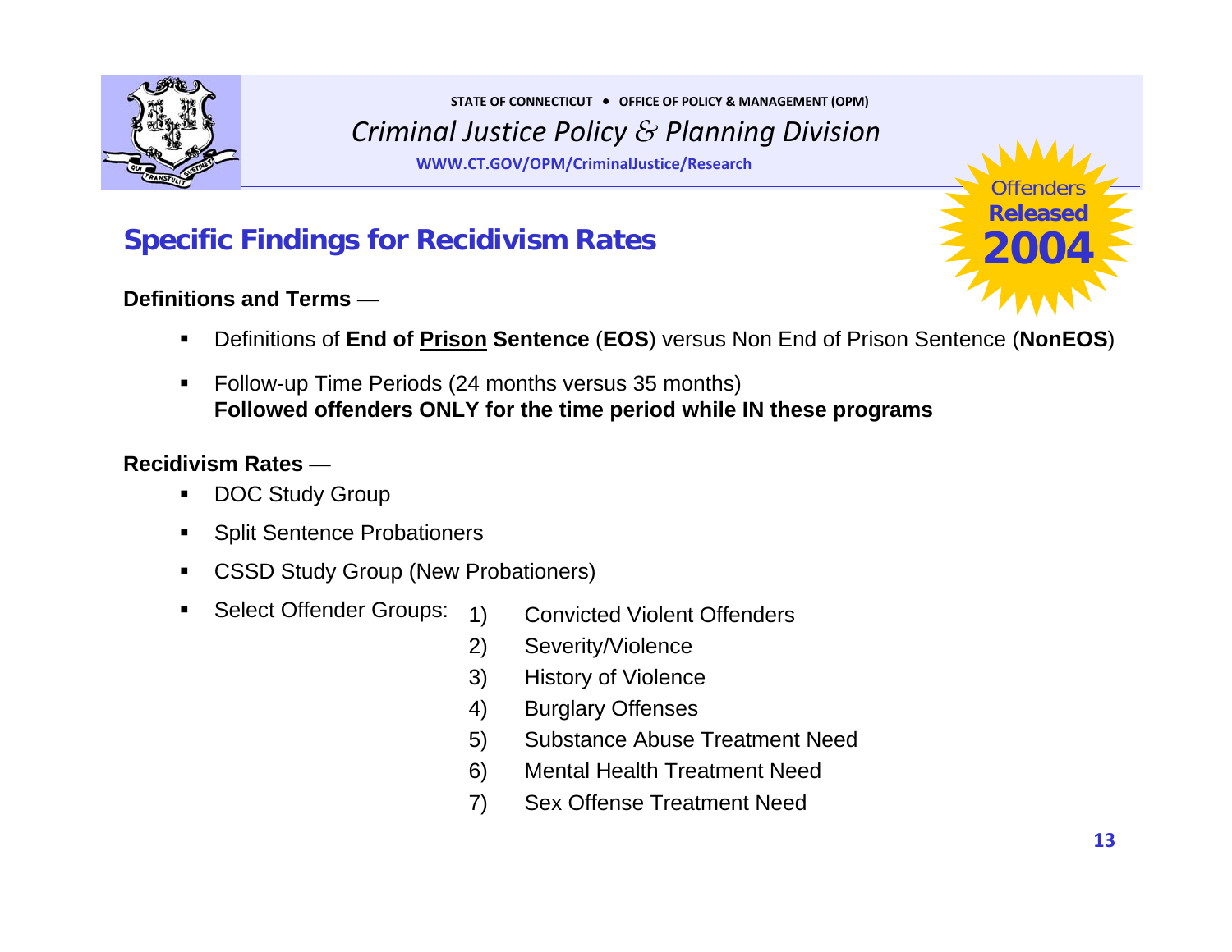## Specific Findings for Recidivism Rates

Offenders **Released** **2004**

**Definitions and Terms** —

- Definitions of **End of <u>Prison</u> Sentence** (**EOS**) versus Non End of Prison Sentence (**NonEOS**)
- Follow-up Time Periods (24 months versus 35 months)
  **Followed offenders ONLY for the time period while IN these programs**

**Recidivism Rates** —

- DOC Study Group
- Split Sentence Probationers
- CSSD Study Group (New Probationers)
- Select Offender Groups:
  1) Convicted Violent Offenders
  2) Severity/Violence
  3) History of Violence
  4) Burglary Offenses
  5) Substance Abuse Treatment Need
  6) Mental Health Treatment Need
  7) Sex Offense Treatment Need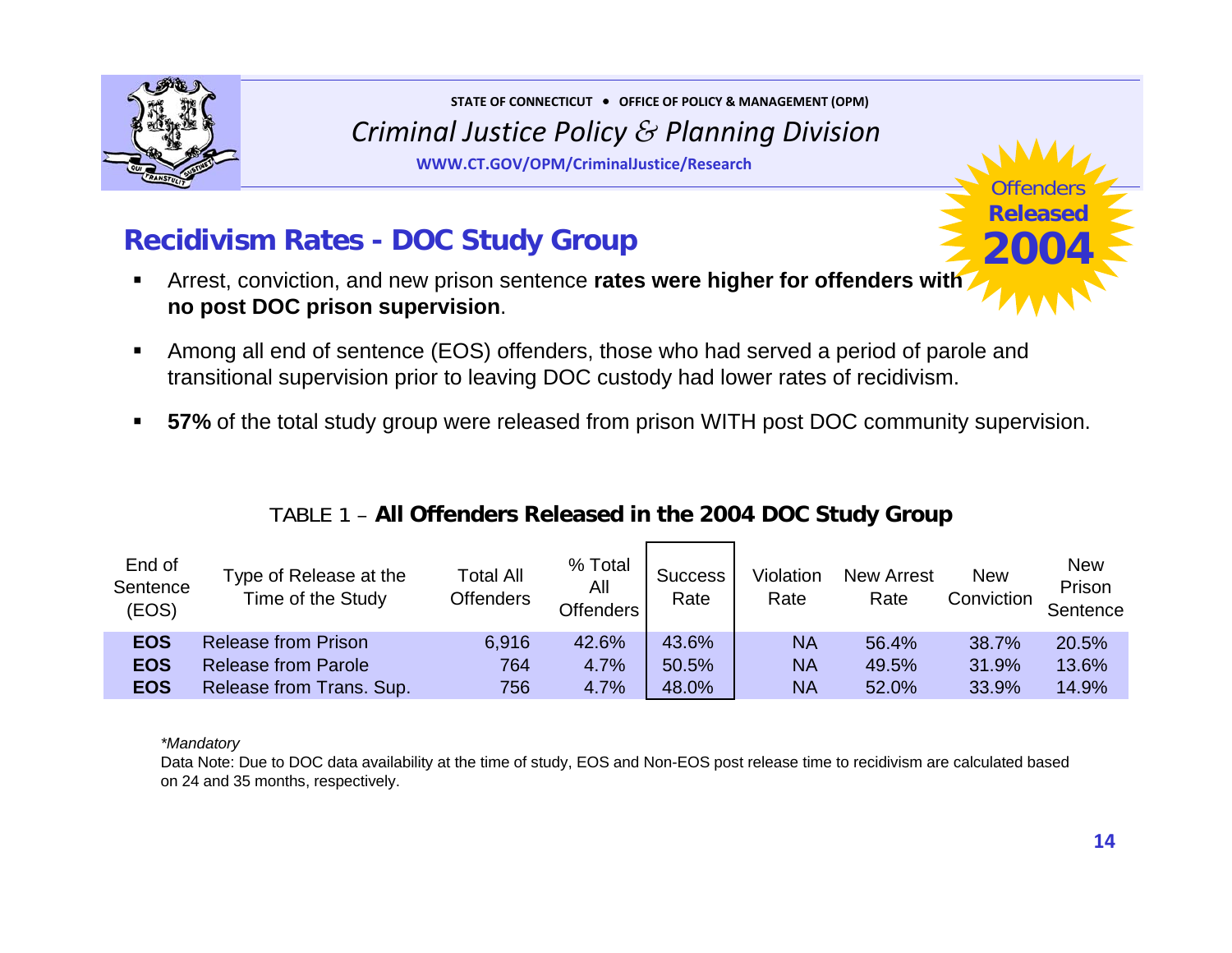STATE OF CONNECTICUT • OFFICE OF POLICY & MANAGEMENT (OPM)

*Criminal Justice Policy & Planning Division*

WWW.CT.GOV/OPM/CriminalJustice/Research

Offenders **Released** **2004**

## Recidivism Rates - DOC Study Group

- Arrest, conviction, and new prison sentence **rates were higher for offenders with no post DOC prison supervision**.
- Among all end of sentence (EOS) offenders, those who had served a period of parole and transitional supervision prior to leaving DOC custody had lower rates of recidivism.
- **57%** of the total study group were released from prison WITH post DOC community supervision.

TABLE 1 – **All Offenders Released in the 2004 DOC Study Group**

| End of Sentence (EOS) | Type of Release at the Time of the Study | Total All Offenders | % Total All Offenders | Success Rate | Violation Rate | New Arrest Rate | New Conviction | New Prison Sentence |
|---|---|---|---|---|---|---|---|---|
| **EOS** | Release from Prison | 6,916 | 42.6% | 43.6% | NA | 56.4% | 38.7% | 20.5% |
| **EOS** | Release from Parole | 764 | 4.7% | 50.5% | NA | 49.5% | 31.9% | 13.6% |
| **EOS** | Release from Trans. Sup. | 756 | 4.7% | 48.0% | NA | 52.0% | 33.9% | 14.9% |

*\*Mandatory*

Data Note: Due to DOC data availability at the time of study, EOS and Non-EOS post release time to recidivism are calculated based on 24 and 35 months, respectively.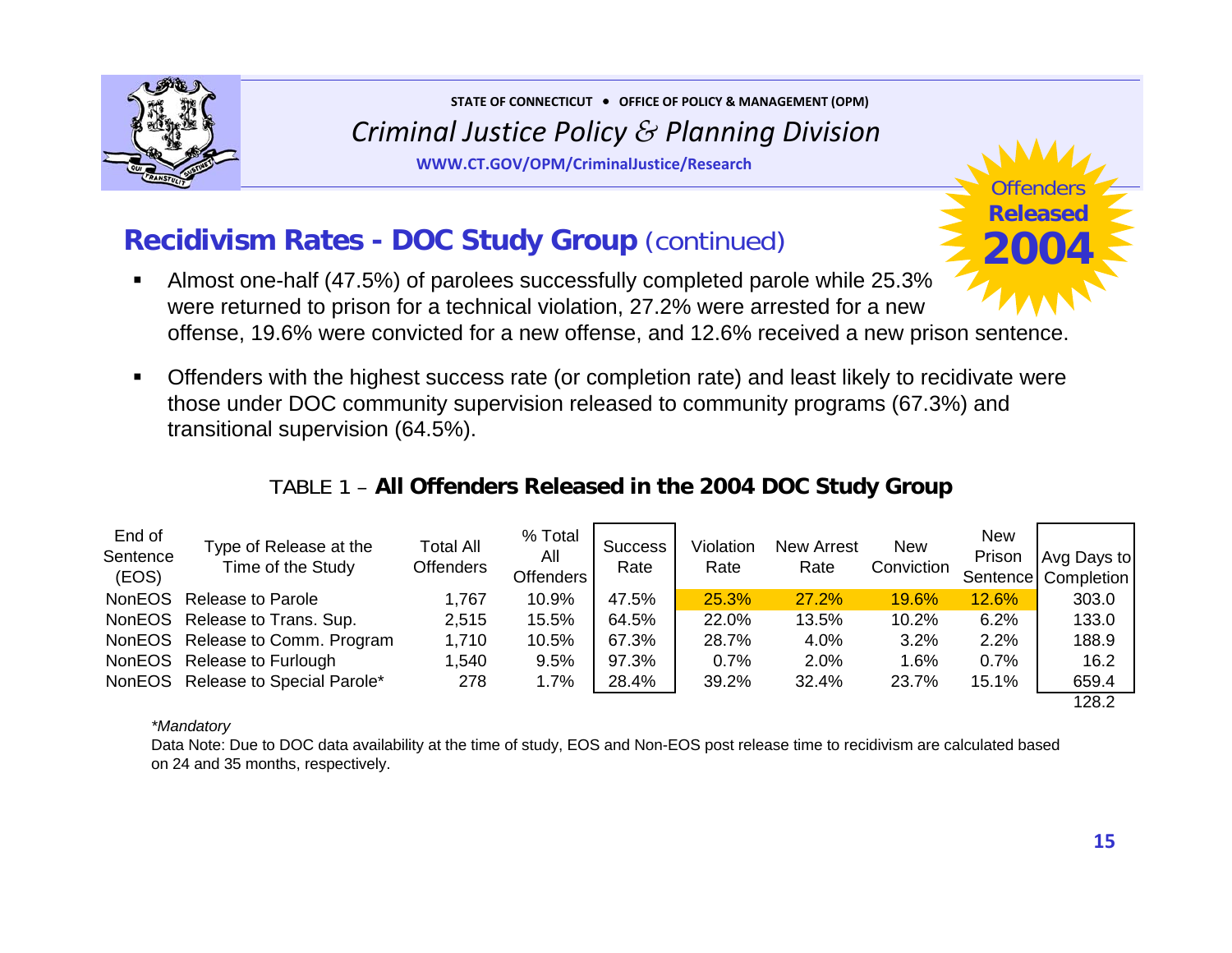STATE OF CONNECTICUT • OFFICE OF POLICY & MANAGEMENT (OPM)

*Criminal Justice Policy & Planning Division*

WWW.CT.GOV/OPM/CriminalJustice/Research

Offenders **Released** **2004**

## Recidivism Rates - DOC Study Group (continued)

- Almost one-half (47.5%) of parolees successfully completed parole while 25.3% were returned to prison for a technical violation, 27.2% were arrested for a new offense, 19.6% were convicted for a new offense, and 12.6% received a new prison sentence.
- Offenders with the highest success rate (or completion rate) and least likely to recidivate were those under DOC community supervision released to community programs (67.3%) and transitional supervision (64.5%).

TABLE 1 – **All Offenders Released in the 2004 DOC Study Group**

| End of Sentence (EOS) | Type of Release at the Time of the Study | Total All Offenders | % Total All Offenders | Success Rate | Violation Rate | New Arrest Rate | New Conviction | New Prison Sentence | Avg Days to Completion |
|---|---|---|---|---|---|---|---|---|---|
| NonEOS | Release to Parole | 1,767 | 10.9% | 47.5% | 25.3% | 27.2% | 19.6% | 12.6% | 303.0 |
| NonEOS | Release to Trans. Sup. | 2,515 | 15.5% | 64.5% | 22.0% | 13.5% | 10.2% | 6.2% | 133.0 |
| NonEOS | Release to Comm. Program | 1,710 | 10.5% | 67.3% | 28.7% | 4.0% | 3.2% | 2.2% | 188.9 |
| NonEOS | Release to Furlough | 1,540 | 9.5% | 97.3% | 0.7% | 2.0% | 1.6% | 0.7% | 16.2 |
| NonEOS | Release to Special Parole* | 278 | 1.7% | 28.4% | 39.2% | 32.4% | 23.7% | 15.1% | 659.4 |
| | | | | | | | | | 128.2 |

*\*Mandatory*

Data Note: Due to DOC data availability at the time of study, EOS and Non-EOS post release time to recidivism are calculated based on 24 and 35 months, respectively.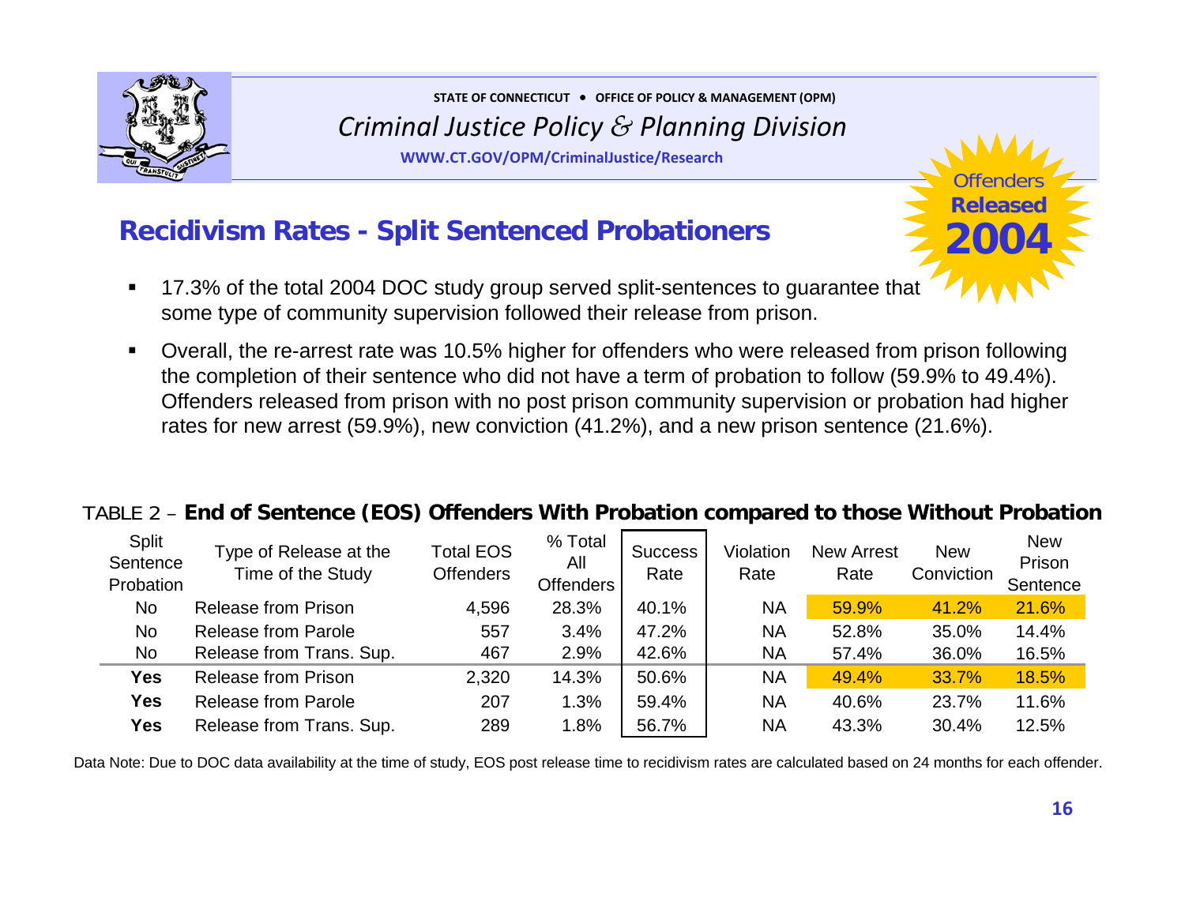## Recidivism Rates - Split Sentenced Probationers

Offenders **Released** **2004**

- 17.3% of the total 2004 DOC study group served split-sentences to guarantee that some type of community supervision followed their release from prison.
- Overall, the re-arrest rate was 10.5% higher for offenders who were released from prison following the completion of their sentence who did not have a term of probation to follow (59.9% to 49.4%). Offenders released from prison with no post prison community supervision or probation had higher rates for new arrest (59.9%), new conviction (41.2%), and a new prison sentence (21.6%).

TABLE 2 – **End of Sentence (EOS) Offenders With Probation compared to those Without Probation**

| Split Sentence Probation | Type of Release at the Time of the Study | Total EOS Offenders | % Total All Offenders | Success Rate | Violation Rate | New Arrest Rate | New Conviction | New Prison Sentence |
|---|---|---|---|---|---|---|---|---|
| No | Release from Prison | 4,596 | 28.3% | 40.1% | NA | 59.9% | 41.2% | 21.6% |
| No | Release from Parole | 557 | 3.4% | 47.2% | NA | 52.8% | 35.0% | 14.4% |
| No | Release from Trans. Sup. | 467 | 2.9% | 42.6% | NA | 57.4% | 36.0% | 16.5% |
| **Yes** | Release from Prison | 2,320 | 14.3% | 50.6% | NA | 49.4% | 33.7% | 18.5% |
| **Yes** | Release from Parole | 207 | 1.3% | 59.4% | NA | 40.6% | 23.7% | 11.6% |
| **Yes** | Release from Trans. Sup. | 289 | 1.8% | 56.7% | NA | 43.3% | 30.4% | 12.5% |

Data Note: Due to DOC data availability at the time of study, EOS post release time to recidivism rates are calculated based on 24 months for each offender.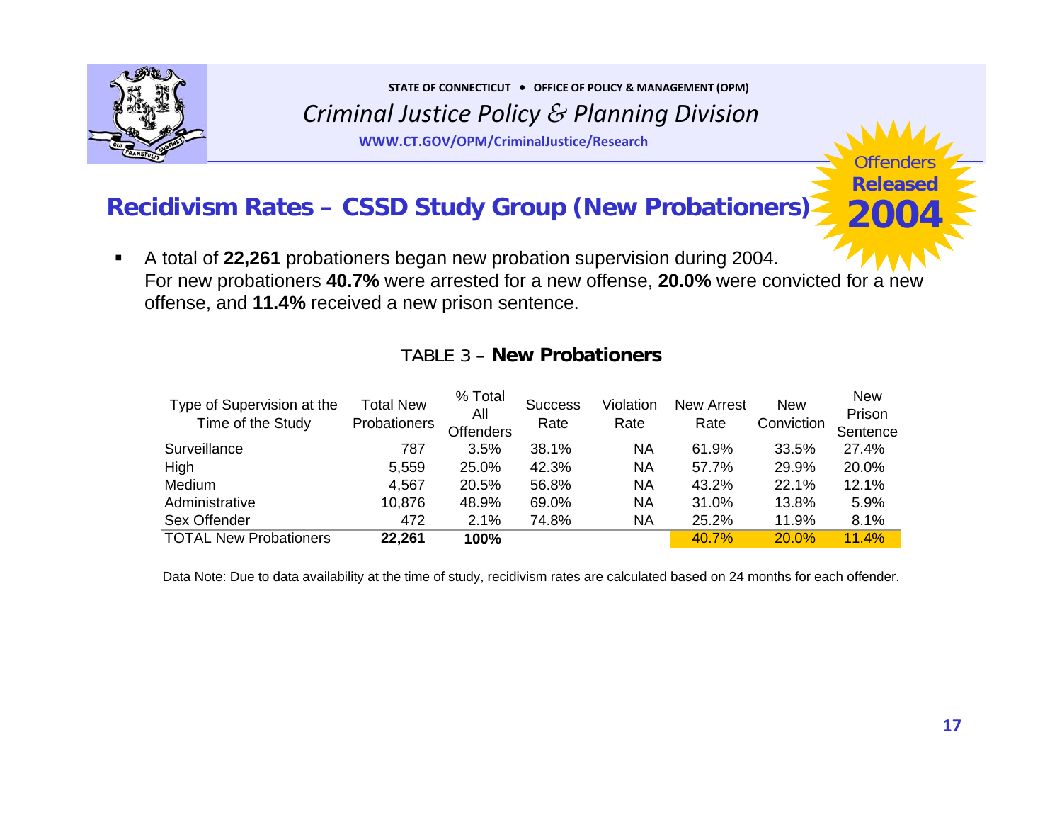STATE OF CONNECTICUT • OFFICE OF POLICY & MANAGEMENT (OPM)

*Criminal Justice Policy & Planning Division*

WWW.CT.GOV/OPM/CriminalJustice/Research

Offenders **Released** **2004**

## Recidivism Rates – CSSD Study Group (New Probationers)

- A total of **22,261** probationers began new probation supervision during 2004. For new probationers **40.7%** were arrested for a new offense, **20.0%** were convicted for a new offense, and **11.4%** received a new prison sentence.

TABLE 3 – **New Probationers**

| Type of Supervision at the Time of the Study | Total New Probationers | % Total All Offenders | Success Rate | Violation Rate | New Arrest Rate | New Conviction | New Prison Sentence |
|---|---|---|---|---|---|---|---|
| Surveillance | 787 | 3.5% | 38.1% | NA | 61.9% | 33.5% | 27.4% |
| High | 5,559 | 25.0% | 42.3% | NA | 57.7% | 29.9% | 20.0% |
| Medium | 4,567 | 20.5% | 56.8% | NA | 43.2% | 22.1% | 12.1% |
| Administrative | 10,876 | 48.9% | 69.0% | NA | 31.0% | 13.8% | 5.9% |
| Sex Offender | 472 | 2.1% | 74.8% | NA | 25.2% | 11.9% | 8.1% |
| TOTAL New Probationers | **22,261** | **100%** | | | 40.7% | 20.0% | 11.4% |

Data Note: Due to data availability at the time of study, recidivism rates are calculated based on 24 months for each offender.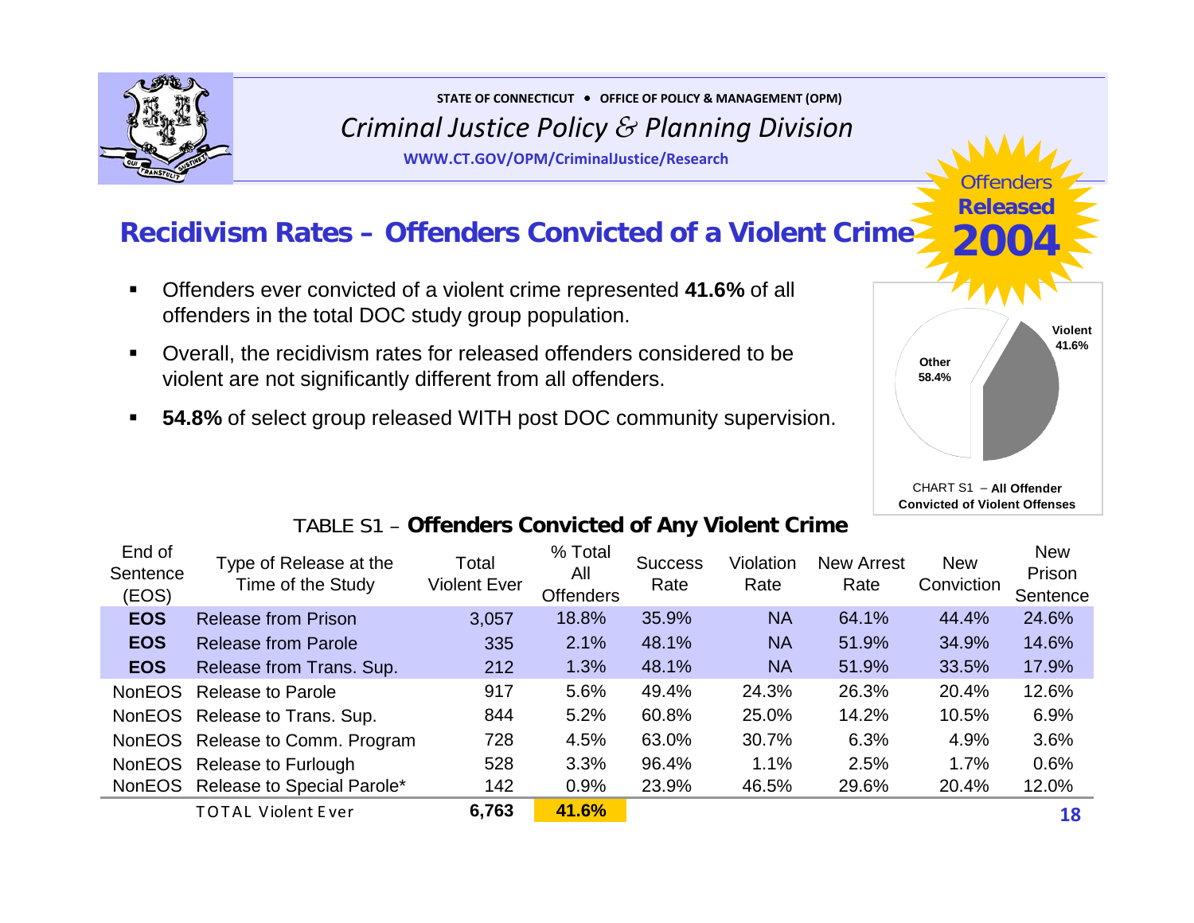STATE OF CONNECTICUT • OFFICE OF POLICY & MANAGEMENT (OPM)

*Criminal Justice Policy & Planning Division*

WWW.CT.GOV/OPM/CriminalJustice/Research

Offenders Released **2004**

## Recidivism Rates – Offenders Convicted of a Violent Crime

- Offenders ever convicted of a violent crime represented **41.6%** of all offenders in the total DOC study group population.
- Overall, the recidivism rates for released offenders considered to be violent are not significantly different from all offenders.
- **54.8%** of select group released WITH post DOC community supervision.

Violent 41.6%

Other 58.4%

CHART S1 – **All Offender Convicted of Violent Offenses**

TABLE S1 – **Offenders Convicted of Any Violent Crime**

| End of Sentence (EOS) | Type of Release at the Time of the Study | Total Violent Ever | % Total All Offenders | Success Rate | Violation Rate | New Arrest Rate | New Conviction | New Prison Sentence |
|---|---|---|---|---|---|---|---|---|
| **EOS** | Release from Prison | 3,057 | 18.8% | 35.9% | NA | 64.1% | 44.4% | 24.6% |
| **EOS** | Release from Parole | 335 | 2.1% | 48.1% | NA | 51.9% | 34.9% | 14.6% |
| **EOS** | Release from Trans. Sup. | 212 | 1.3% | 48.1% | NA | 51.9% | 33.5% | 17.9% |
| NonEOS | Release to Parole | 917 | 5.6% | 49.4% | 24.3% | 26.3% | 20.4% | 12.6% |
| NonEOS | Release to Trans. Sup. | 844 | 5.2% | 60.8% | 25.0% | 14.2% | 10.5% | 6.9% |
| NonEOS | Release to Comm. Program | 728 | 4.5% | 63.0% | 30.7% | 6.3% | 4.9% | 3.6% |
| NonEOS | Release to Furlough | 528 | 3.3% | 96.4% | 1.1% | 2.5% | 1.7% | 0.6% |
| NonEOS | Release to Special Parole* | 142 | 0.9% | 23.9% | 46.5% | 29.6% | 20.4% | 12.0% |
| | TOTAL Violent Ever | **6,763** | **41.6%** | | | | | |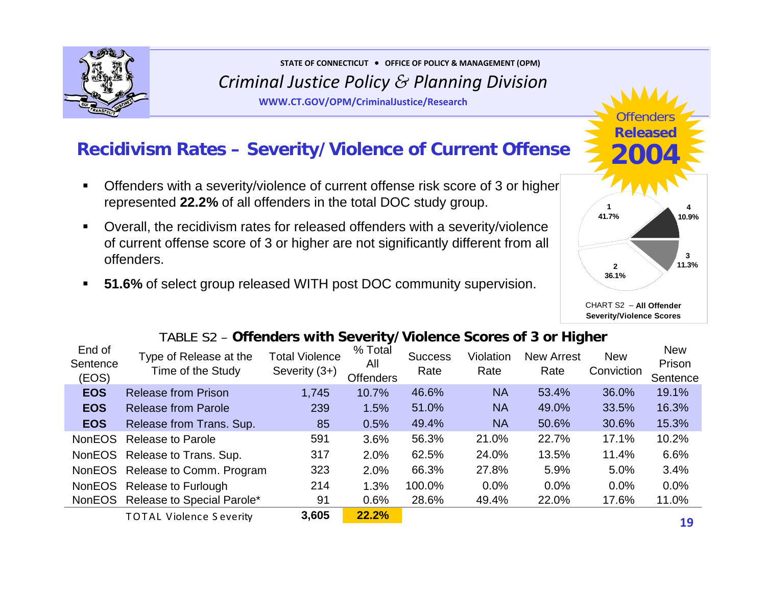STATE OF CONNECTICUT • OFFICE OF POLICY & MANAGEMENT (OPM)

*Criminal Justice Policy & Planning Division*

WWW.CT.GOV/OPM/CriminalJustice/Research

Offenders **Released** **2004**

## Recidivism Rates – Severity/Violence of Current Offense

- Offenders with a severity/violence of current offense risk score of 3 or higher represented **22.2%** of all offenders in the total DOC study group.
- Overall, the recidivism rates for released offenders with a severity/violence of current offense score of 3 or higher are not significantly different from all offenders.
- **51.6%** of select group released WITH post DOC community supervision.

1: 41.7%
2: 36.1%
3: 11.3%
4: 10.9%

CHART S2 – **All Offender Severity/Violence Scores**

TABLE S2 – **Offenders with Severity/Violence Scores of 3 or Higher**

| End of Sentence (EOS) | Type of Release at the Time of the Study | Total Violence Severity (3+) | % Total All Offenders | Success Rate | Violation Rate | New Arrest Rate | New Conviction | New Prison Sentence |
|---|---|---|---|---|---|---|---|---|
| **EOS** | Release from Prison | 1,745 | 10.7% | 46.6% | NA | 53.4% | 36.0% | 19.1% |
| **EOS** | Release from Parole | 239 | 1.5% | 51.0% | NA | 49.0% | 33.5% | 16.3% |
| **EOS** | Release from Trans. Sup. | 85 | 0.5% | 49.4% | NA | 50.6% | 30.6% | 15.3% |
| NonEOS | Release to Parole | 591 | 3.6% | 56.3% | 21.0% | 22.7% | 17.1% | 10.2% |
| NonEOS | Release to Trans. Sup. | 317 | 2.0% | 62.5% | 24.0% | 13.5% | 11.4% | 6.6% |
| NonEOS | Release to Comm. Program | 323 | 2.0% | 66.3% | 27.8% | 5.9% | 5.0% | 3.4% |
| NonEOS | Release to Furlough | 214 | 1.3% | 100.0% | 0.0% | 0.0% | 0.0% | 0.0% |
| NonEOS | Release to Special Parole* | 91 | 0.6% | 28.6% | 49.4% | 22.0% | 17.6% | 11.0% |
| | TOTAL Violence Severity | **3,605** | **22.2%** | | | | | |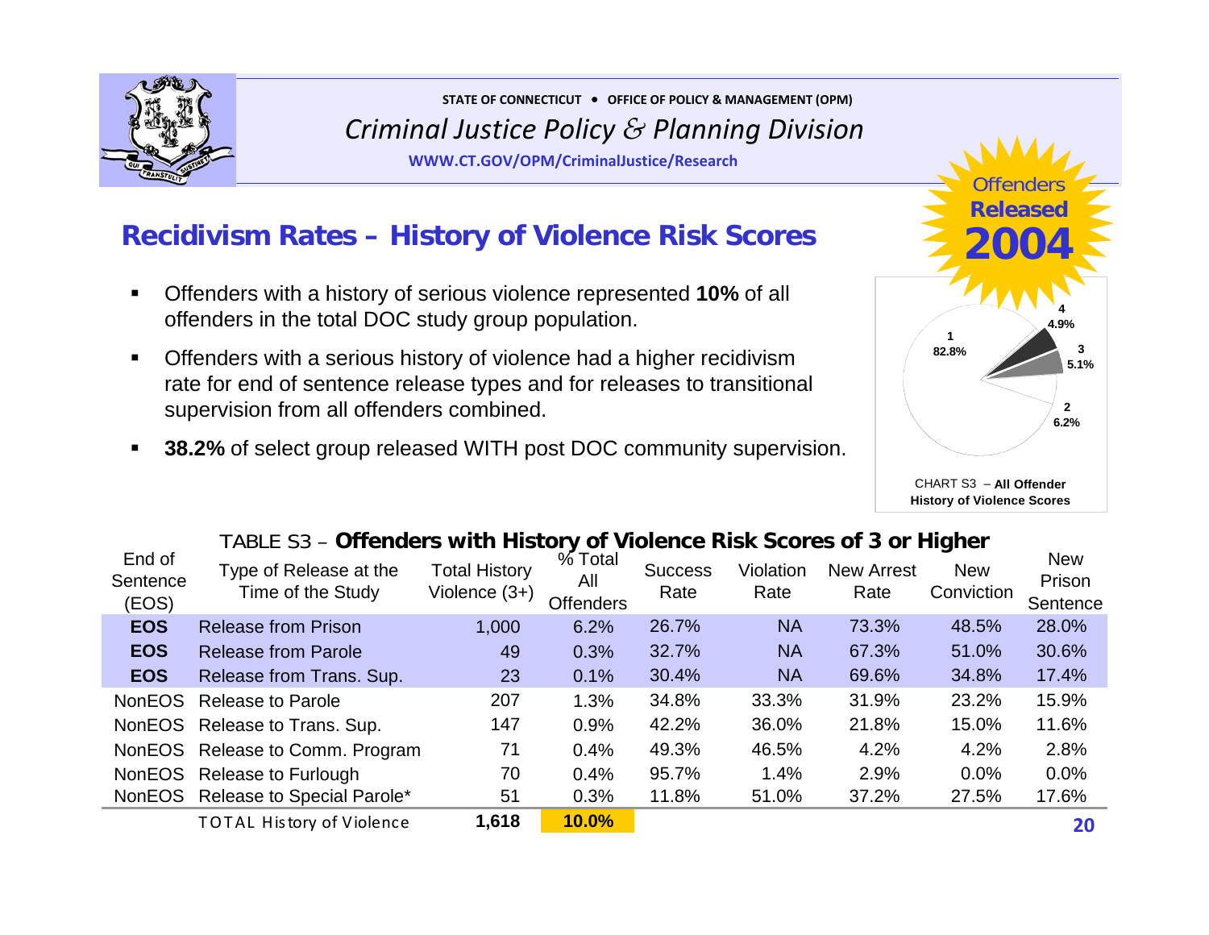STATE OF CONNECTICUT • OFFICE OF POLICY & MANAGEMENT (OPM)

*Criminal Justice Policy & Planning Division*

WWW.CT.GOV/OPM/CriminalJustice/Research

Offenders Released 2004

## Recidivism Rates – History of Violence Risk Scores

- Offenders with a history of serious violence represented **10%** of all offenders in the total DOC study group population.
- Offenders with a serious history of violence had a higher recidivism rate for end of sentence release types and for releases to transitional supervision from all offenders combined.
- **38.2%** of select group released WITH post DOC community supervision.

1: 82.8%
2: 6.2%
3: 5.1%
4: 4.9%

CHART S3 – **All Offender History of Violence Scores**

TABLE S3 – **Offenders with History of Violence Risk Scores of 3 or Higher**

| End of Sentence (EOS) | Type of Release at the Time of the Study | Total History Violence (3+) | % Total All Offenders | Success Rate | Violation Rate | New Arrest Rate | New Conviction | New Prison Sentence |
|---|---|---|---|---|---|---|---|---|
| **EOS** | Release from Prison | 1,000 | 6.2% | 26.7% | NA | 73.3% | 48.5% | 28.0% |
| **EOS** | Release from Parole | 49 | 0.3% | 32.7% | NA | 67.3% | 51.0% | 30.6% |
| **EOS** | Release from Trans. Sup. | 23 | 0.1% | 30.4% | NA | 69.6% | 34.8% | 17.4% |
| NonEOS | Release to Parole | 207 | 1.3% | 34.8% | 33.3% | 31.9% | 23.2% | 15.9% |
| NonEOS | Release to Trans. Sup. | 147 | 0.9% | 42.2% | 36.0% | 21.8% | 15.0% | 11.6% |
| NonEOS | Release to Comm. Program | 71 | 0.4% | 49.3% | 46.5% | 4.2% | 4.2% | 2.8% |
| NonEOS | Release to Furlough | 70 | 0.4% | 95.7% | 1.4% | 2.9% | 0.0% | 0.0% |
| NonEOS | Release to Special Parole* | 51 | 0.3% | 11.8% | 51.0% | 37.2% | 27.5% | 17.6% |
| | TOTAL History of Violence | **1,618** | **10.0%** | | | | | |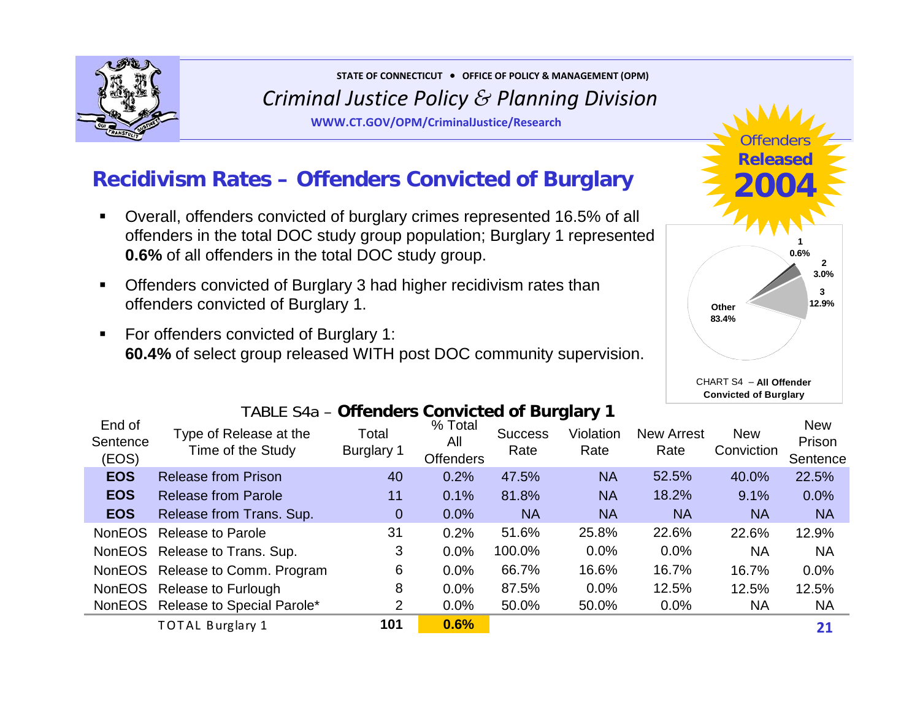STATE OF CONNECTICUT • OFFICE OF POLICY & MANAGEMENT (OPM)

*Criminal Justice Policy & Planning Division*

WWW.CT.GOV/OPM/CriminalJustice/Research

Offenders **Released** **2004**

## Recidivism Rates – Offenders Convicted of Burglary

- Overall, offenders convicted of burglary crimes represented 16.5% of all offenders in the total DOC study group population; Burglary 1 represented **0.6%** of all offenders in the total DOC study group.
- Offenders convicted of Burglary 3 had higher recidivism rates than offenders convicted of Burglary 1.
- For offenders convicted of Burglary 1:
  **60.4%** of select group released WITH post DOC community supervision.

| Burglary | % |
|---|---|
| 1 | 0.6% |
| 2 | 3.0% |
| 3 | 12.9% |
| Other | 83.4% |

CHART S4 – **All Offender Convicted of Burglary**

TABLE S4a – **Offenders Convicted of Burglary 1**

| End of Sentence (EOS) | Type of Release at the Time of the Study | Total Burglary 1 | % Total All Offenders | Success Rate | Violation Rate | New Arrest Rate | New Conviction | New Prison Sentence |
|---|---|---|---|---|---|---|---|---|
| **EOS** | Release from Prison | 40 | 0.2% | 47.5% | NA | 52.5% | 40.0% | 22.5% |
| **EOS** | Release from Parole | 11 | 0.1% | 81.8% | NA | 18.2% | 9.1% | 0.0% |
| **EOS** | Release from Trans. Sup. | 0 | 0.0% | NA | NA | NA | NA | NA |
| NonEOS | Release to Parole | 31 | 0.2% | 51.6% | 25.8% | 22.6% | 22.6% | 12.9% |
| NonEOS | Release to Trans. Sup. | 3 | 0.0% | 100.0% | 0.0% | 0.0% | NA | NA |
| NonEOS | Release to Comm. Program | 6 | 0.0% | 66.7% | 16.6% | 16.7% | 16.7% | 0.0% |
| NonEOS | Release to Furlough | 8 | 0.0% | 87.5% | 0.0% | 12.5% | 12.5% | 12.5% |
| NonEOS | Release to Special Parole* | 2 | 0.0% | 50.0% | 50.0% | 0.0% | NA | NA |
| | TOTAL Burglary 1 | **101** | **0.6%** | | | | | |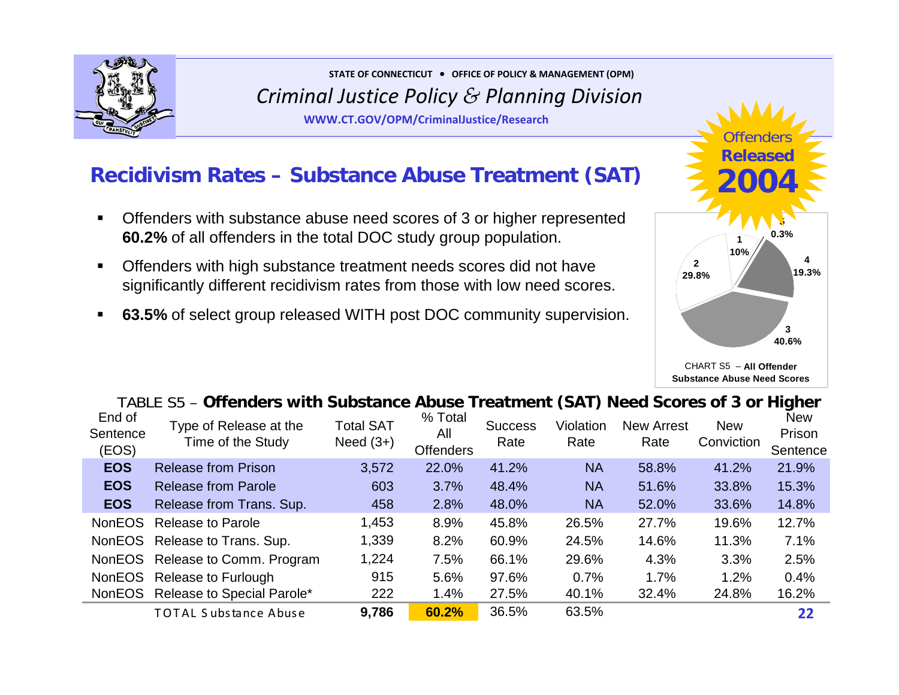STATE OF CONNECTICUT • OFFICE OF POLICY & MANAGEMENT (OPM)

*Criminal Justice Policy & Planning Division*

WWW.CT.GOV/OPM/CriminalJustice/Research

Offenders **Released** **2004**

## Recidivism Rates – Substance Abuse Treatment (SAT)

- Offenders with substance abuse need scores of 3 or higher represented **60.2%** of all offenders in the total DOC study group population.
- Offenders with high substance treatment needs scores did not have significantly different recidivism rates from those with low need scores.
- **63.5%** of select group released WITH post DOC community supervision.

| Score | Percent |
|---|---|
| 1 | 10% |
| 2 | 29.8% |
| 3 | 40.6% |
| 4 | 19.3% |
| 5 | 0.3% |

CHART S5 – **All Offender Substance Abuse Need Scores**

TABLE S5 – **Offenders with Substance Abuse Treatment (SAT) Need Scores of 3 or Higher**

| End of Sentence (EOS) | Type of Release at the Time of the Study | Total SAT Need (3+) | % Total All Offenders | Success Rate | Violation Rate | New Arrest Rate | New Conviction | New Prison Sentence |
|---|---|---|---|---|---|---|---|---|
| **EOS** | Release from Prison | 3,572 | 22.0% | 41.2% | NA | 58.8% | 41.2% | 21.9% |
| **EOS** | Release from Parole | 603 | 3.7% | 48.4% | NA | 51.6% | 33.8% | 15.3% |
| **EOS** | Release from Trans. Sup. | 458 | 2.8% | 48.0% | NA | 52.0% | 33.6% | 14.8% |
| NonEOS | Release to Parole | 1,453 | 8.9% | 45.8% | 26.5% | 27.7% | 19.6% | 12.7% |
| NonEOS | Release to Trans. Sup. | 1,339 | 8.2% | 60.9% | 24.5% | 14.6% | 11.3% | 7.1% |
| NonEOS | Release to Comm. Program | 1,224 | 7.5% | 66.1% | 29.6% | 4.3% | 3.3% | 2.5% |
| NonEOS | Release to Furlough | 915 | 5.6% | 97.6% | 0.7% | 1.7% | 1.2% | 0.4% |
| NonEOS | Release to Special Parole* | 222 | 1.4% | 27.5% | 40.1% | 32.4% | 24.8% | 16.2% |
| | TOTAL Substance Abuse | **9,786** | **60.2%** | 36.5% | 63.5% | | | |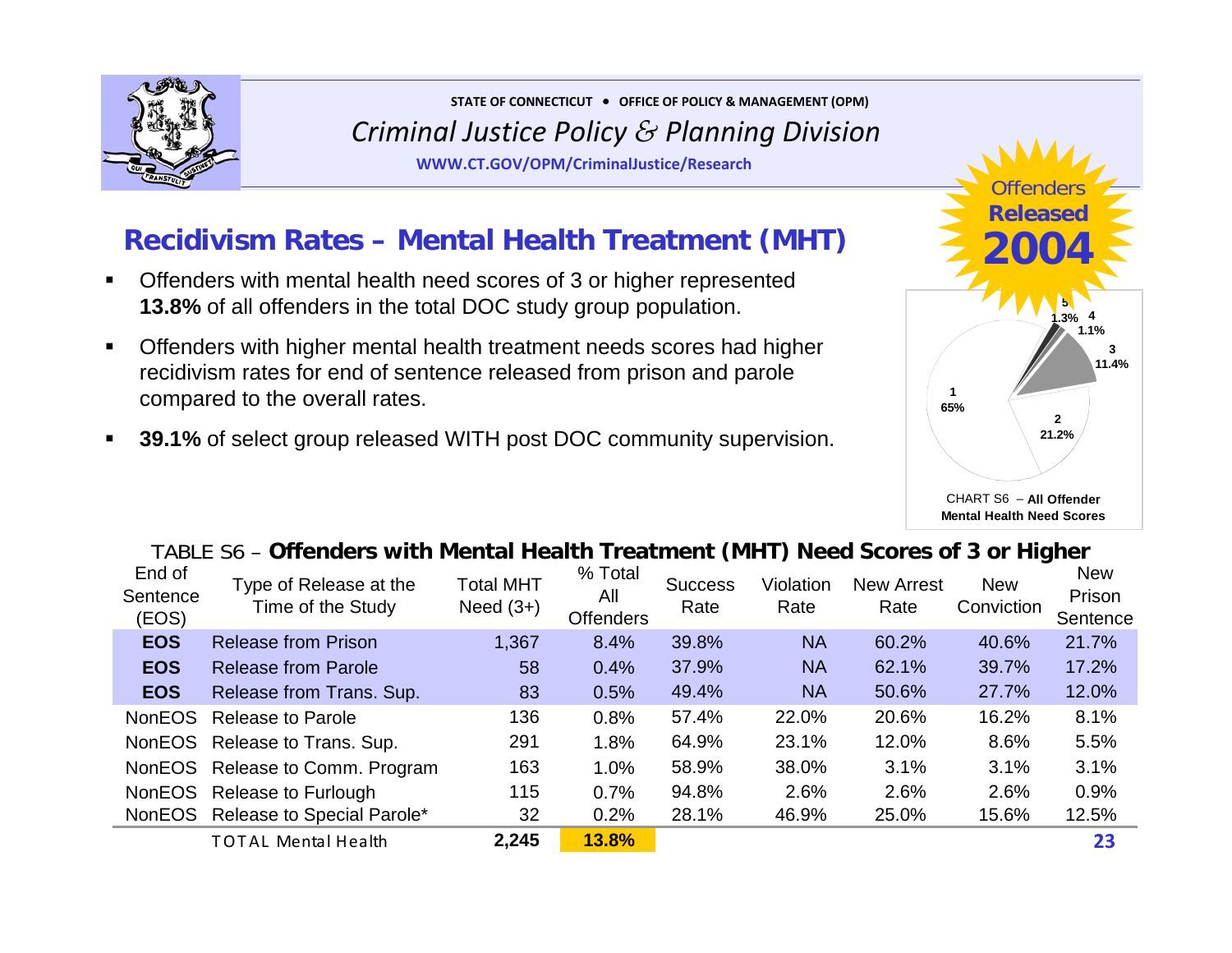# Recidivism Rates – Mental Health Treatment (MHT)

Offenders Released 2004

- Offenders with mental health need scores of 3 or higher represented **13.8%** of all offenders in the total DOC study group population.
- Offenders with higher mental health treatment needs scores had higher recidivism rates for end of sentence released from prison and parole compared to the overall rates.
- **39.1%** of select group released WITH post DOC community supervision.

CHART S6 – **All Offender Mental Health Need Scores**

| Score | Percent |
|---|---|
| 1 | 65% |
| 2 | 21.2% |
| 3 | 11.4% |
| 4 | 1.1% |
| 5 | 1.3% |

TABLE S6 – **Offenders with Mental Health Treatment (MHT) Need Scores of 3 or Higher**

| End of Sentence (EOS) | Type of Release at the Time of the Study | Total MHT Need (3+) | % Total All Offenders | Success Rate | Violation Rate | New Arrest Rate | New Conviction | New Prison Sentence |
|---|---|---|---|---|---|---|---|---|
| **EOS** | Release from Prison | 1,367 | 8.4% | 39.8% | NA | 60.2% | 40.6% | 21.7% |
| **EOS** | Release from Parole | 58 | 0.4% | 37.9% | NA | 62.1% | 39.7% | 17.2% |
| **EOS** | Release from Trans. Sup. | 83 | 0.5% | 49.4% | NA | 50.6% | 27.7% | 12.0% |
| NonEOS | Release to Parole | 136 | 0.8% | 57.4% | 22.0% | 20.6% | 16.2% | 8.1% |
| NonEOS | Release to Trans. Sup. | 291 | 1.8% | 64.9% | 23.1% | 12.0% | 8.6% | 5.5% |
| NonEOS | Release to Comm. Program | 163 | 1.0% | 58.9% | 38.0% | 3.1% | 3.1% | 3.1% |
| NonEOS | Release to Furlough | 115 | 0.7% | 94.8% | 2.6% | 2.6% | 2.6% | 0.9% |
| NonEOS | Release to Special Parole* | 32 | 0.2% | 28.1% | 46.9% | 25.0% | 15.6% | 12.5% |
| | TOTAL Mental Health | **2,245** | **13.8%** | | | | | |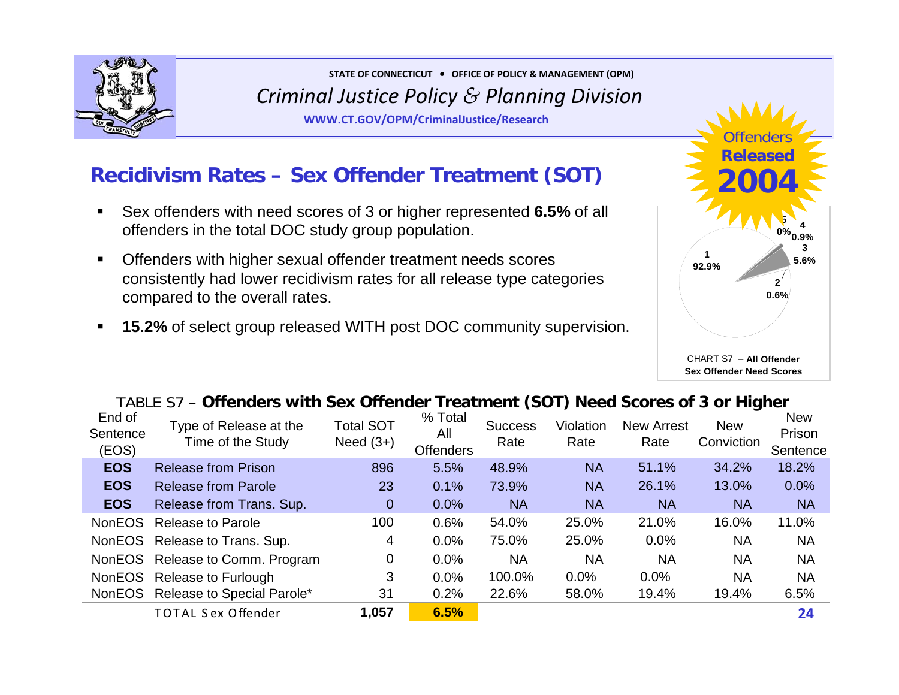STATE OF CONNECTICUT • OFFICE OF POLICY & MANAGEMENT (OPM)

*Criminal Justice Policy & Planning Division*

WWW.CT.GOV/OPM/CriminalJustice/Research

Offenders **Released** **2004**

## Recidivism Rates – Sex Offender Treatment (SOT)

- Sex offenders with need scores of 3 or higher represented **6.5%** of all offenders in the total DOC study group population.
- Offenders with higher sexual offender treatment needs scores consistently had lower recidivism rates for all release type categories compared to the overall rates.
- **15.2%** of select group released WITH post DOC community supervision.

| Score | % |
|---|---|
| 1 | 92.9% |
| 2 | 0.6% |
| 3 | 5.6% |
| 4 | 0.9% |
| 5 | 0% |

CHART S7 – **All Offender Sex Offender Need Scores**

TABLE S7 – **Offenders with Sex Offender Treatment (SOT) Need Scores of 3 or Higher**

| End of Sentence (EOS) | Type of Release at the Time of the Study | Total SOT Need (3+) | % Total All Offenders | Success Rate | Violation Rate | New Arrest Rate | New Conviction | New Prison Sentence |
|---|---|---|---|---|---|---|---|---|
| **EOS** | Release from Prison | 896 | 5.5% | 48.9% | NA | 51.1% | 34.2% | 18.2% |
| **EOS** | Release from Parole | 23 | 0.1% | 73.9% | NA | 26.1% | 13.0% | 0.0% |
| **EOS** | Release from Trans. Sup. | 0 | 0.0% | NA | NA | NA | NA | NA |
| NonEOS | Release to Parole | 100 | 0.6% | 54.0% | 25.0% | 21.0% | 16.0% | 11.0% |
| NonEOS | Release to Trans. Sup. | 4 | 0.0% | 75.0% | 25.0% | 0.0% | NA | NA |
| NonEOS | Release to Comm. Program | 0 | 0.0% | NA | NA | NA | NA | NA |
| NonEOS | Release to Furlough | 3 | 0.0% | 100.0% | 0.0% | 0.0% | NA | NA |
| NonEOS | Release to Special Parole* | 31 | 0.2% | 22.6% | 58.0% | 19.4% | 19.4% | 6.5% |
| | TOTAL Sex Offender | **1,057** | **6.5%** | | | | | |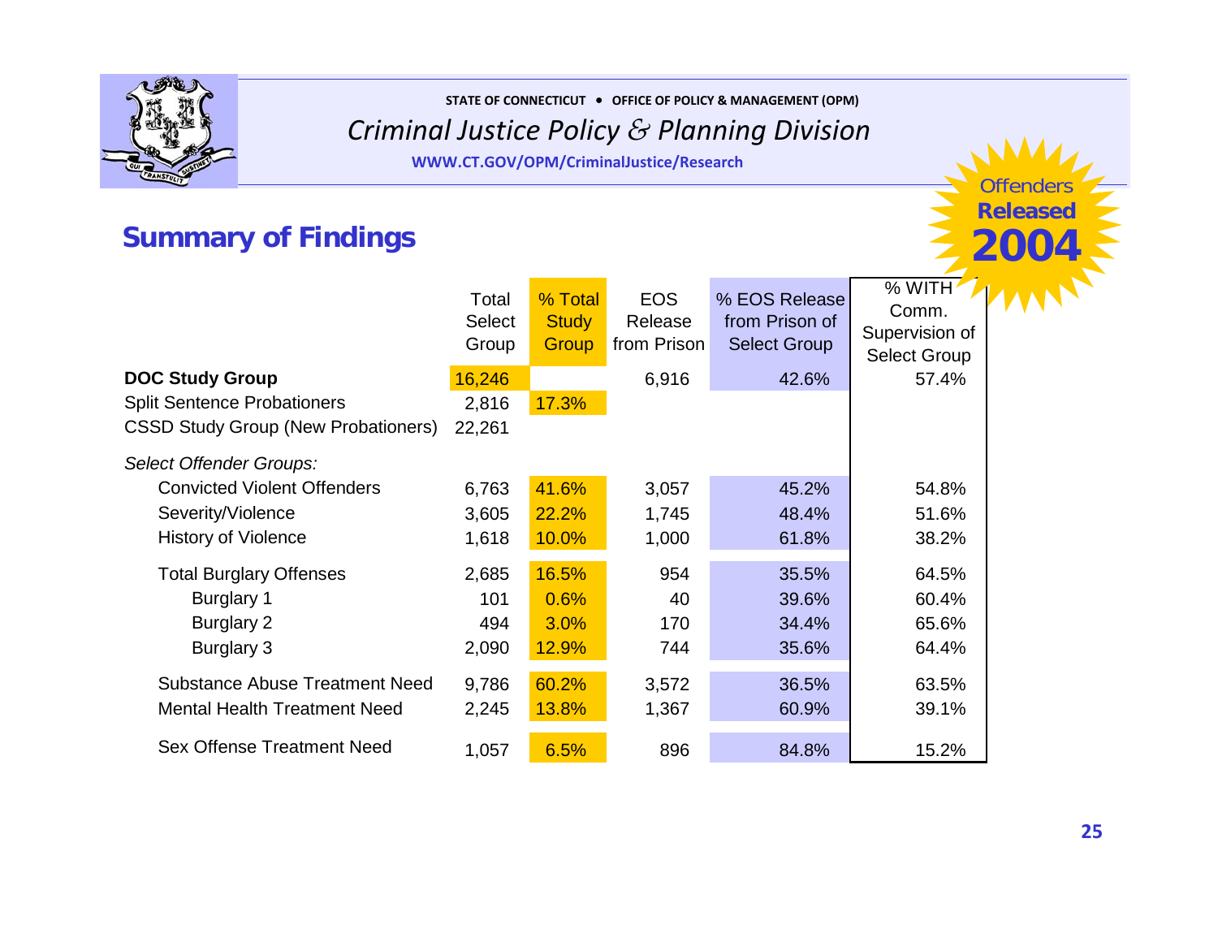STATE OF CONNECTICUT • OFFICE OF POLICY & MANAGEMENT (OPM)

*Criminal Justice Policy & Planning Division*

WWW.CT.GOV/OPM/CriminalJustice/Research

Offenders **Released** **2004**

## Summary of Findings

| | Total Select Group | % Total Study Group | EOS Release from Prison | % EOS Release from Prison of Select Group | % WITH Comm. Supervision of Select Group |
|---|---|---|---|---|---|
| **DOC Study Group** | 16,246 | | 6,916 | 42.6% | 57.4% |
| Split Sentence Probationers | 2,816 | 17.3% | | | |
| CSSD Study Group (New Probationers) | 22,261 | | | | |
| *Select Offender Groups:* | | | | | |
| Convicted Violent Offenders | 6,763 | 41.6% | 3,057 | 45.2% | 54.8% |
| Severity/Violence | 3,605 | 22.2% | 1,745 | 48.4% | 51.6% |
| History of Violence | 1,618 | 10.0% | 1,000 | 61.8% | 38.2% |
| Total Burglary Offenses | 2,685 | 16.5% | 954 | 35.5% | 64.5% |
| Burglary 1 | 101 | 0.6% | 40 | 39.6% | 60.4% |
| Burglary 2 | 494 | 3.0% | 170 | 34.4% | 65.6% |
| Burglary 3 | 2,090 | 12.9% | 744 | 35.6% | 64.4% |
| Substance Abuse Treatment Need | 9,786 | 60.2% | 3,572 | 36.5% | 63.5% |
| Mental Health Treatment Need | 2,245 | 13.8% | 1,367 | 60.9% | 39.1% |
| Sex Offense Treatment Need | 1,057 | 6.5% | 896 | 84.8% | 15.2% |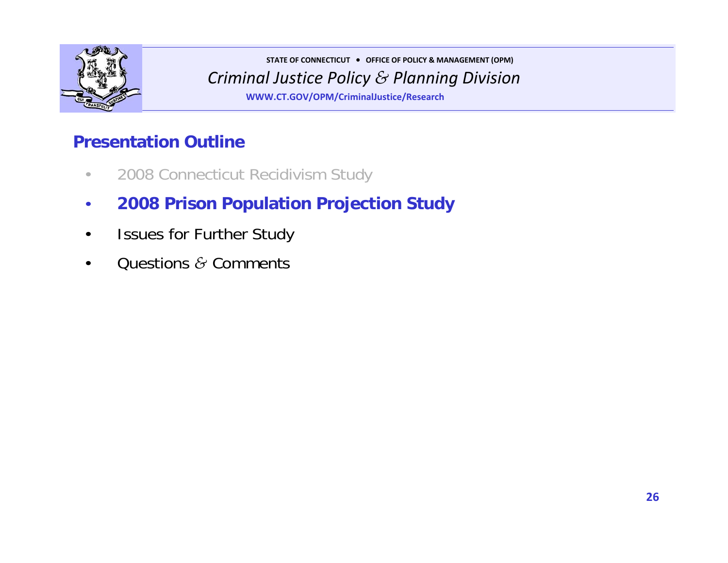STATE OF CONNECTICUT • OFFICE OF POLICY & MANAGEMENT (OPM)

*Criminal Justice Policy & Planning Division*

WWW.CT.GOV/OPM/CriminalJustice/Research

## Presentation Outline

- 2008 Connecticut Recidivism Study
- **2008 Prison Population Projection Study**
- Issues for Further Study
- Questions & Comments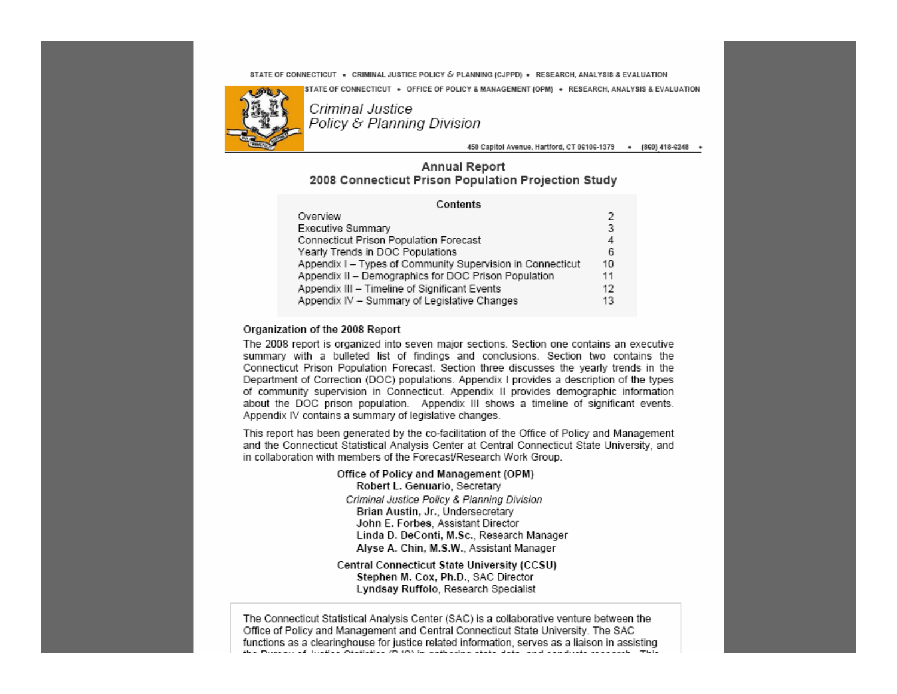STATE OF CONNECTICUT • CRIMINAL JUSTICE POLICY & PLANNING (CJPPD) • RESEARCH, ANALYSIS & EVALUATION

STATE OF CONNECTICUT • OFFICE OF POLICY & MANAGEMENT (OPM) • RESEARCH, ANALYSIS & EVALUATION

*Criminal Justice Policy & Planning Division*

450 Capitol Avenue, Hartford, CT 06106-1379 • (860) 418-6248 •

# Annual Report
# 2008 Connecticut Prison Population Projection Study

| Contents | |
|---|---|
| Overview | 2 |
| Executive Summary | 3 |
| Connecticut Prison Population Forecast | 4 |
| Yearly Trends in DOC Populations | 6 |
| Appendix I – Types of Community Supervision in Connecticut | 10 |
| Appendix II – Demographics for DOC Prison Population | 11 |
| Appendix III – Timeline of Significant Events | 12 |
| Appendix IV – Summary of Legislative Changes | 13 |

## Organization of the 2008 Report

The 2008 report is organized into seven major sections. Section one contains an executive summary with a bulleted list of findings and conclusions. Section two contains the Connecticut Prison Population Forecast. Section three discusses the yearly trends in the Department of Correction (DOC) populations. Appendix I provides a description of the types of community supervision in Connecticut. Appendix II provides demographic information about the DOC prison population. Appendix III shows a timeline of significant events. Appendix IV contains a summary of legislative changes.

This report has been generated by the co-facilitation of the Office of Policy and Management and the Connecticut Statistical Analysis Center at Central Connecticut State University, and in collaboration with members of the Forecast/Research Work Group.

**Office of Policy and Management (OPM)**
**Robert L. Genuario**, Secretary
*Criminal Justice Policy & Planning Division*
**Brian Austin, Jr.**, Undersecretary
**John E. Forbes**, Assistant Director
**Linda D. DeConti, M.Sc.**, Research Manager
**Alyse A. Chin, M.S.W.**, Assistant Manager

**Central Connecticut State University (CCSU)**
**Stephen M. Cox, Ph.D.**, SAC Director
**Lyndsay Ruffolo**, Research Specialist

The Connecticut Statistical Analysis Center (SAC) is a collaborative venture between the Office of Policy and Management and Central Connecticut State University. The SAC functions as a clearinghouse for justice related information, serves as a liaison in assisting the Bureau of Justice Statistics (BJS) in gathering state data, and conducts research. This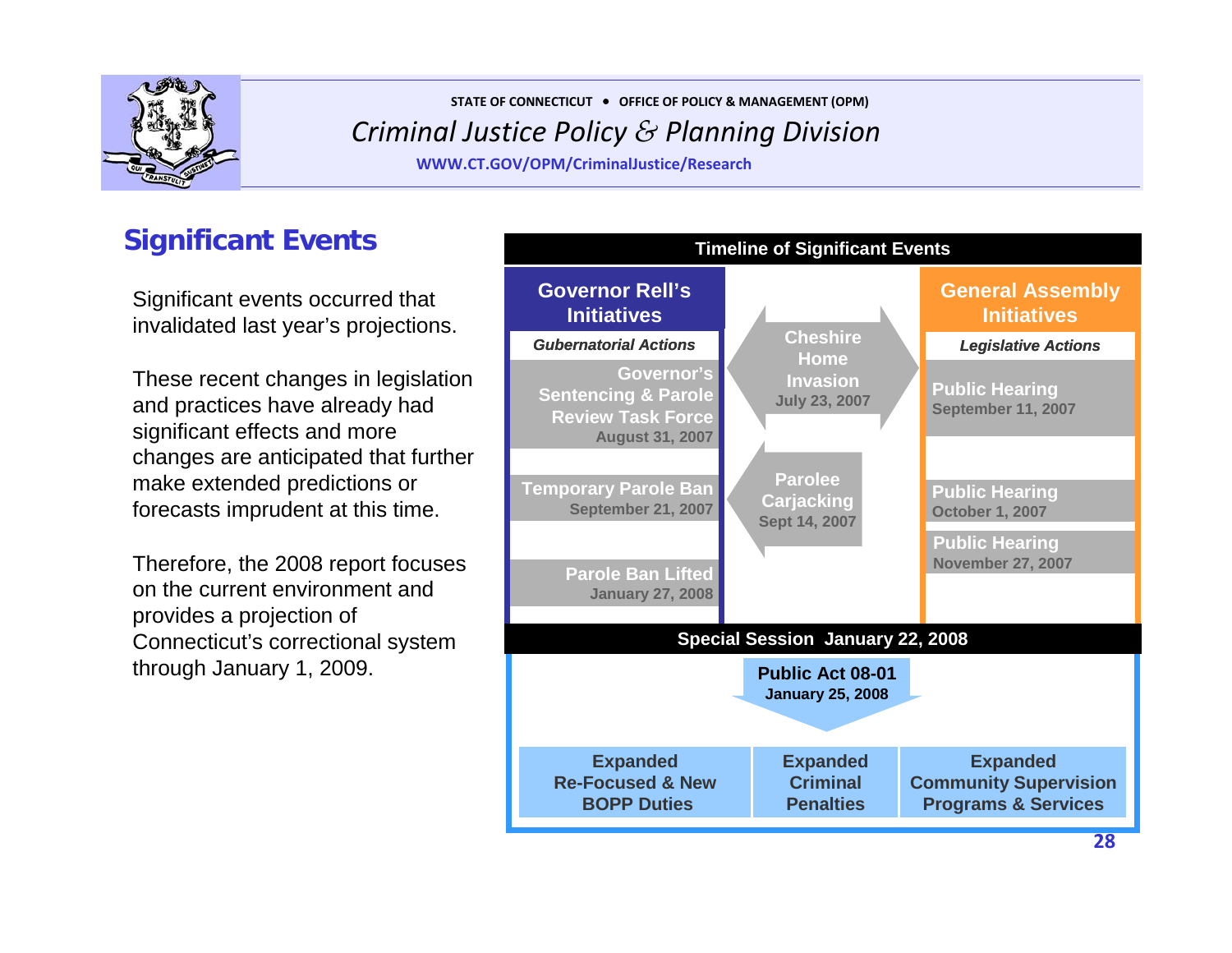## Significant Events

Significant events occurred that invalidated last year's projections.

These recent changes in legislation and practices have already had significant effects and more changes are anticipated that further make extended predictions or forecasts imprudent at this time.

Therefore, the 2008 report focuses on the current environment and provides a projection of Connecticut's correctional system through January 1, 2009.

### Timeline of Significant Events

**Governor Rell's Initiatives**

*Gubernatorial Actions*

- **Governor's Sentencing & Parole Review Task Force** — August 31, 2007
- **Temporary Parole Ban** — September 21, 2007
- **Parole Ban Lifted** — January 27, 2008

**Cheshire Home Invasion** — July 23, 2007

**Parolee Carjacking** — Sept 14, 2007

**General Assembly Initiatives**

*Legislative Actions*

- **Public Hearing** — September 11, 2007
- **Public Hearing** — October 1, 2007
- **Public Hearing** — November 27, 2007

**Special Session January 22, 2008**

**Public Act 08-01** — January 25, 2008

- Expanded Re-Focused & New BOPP Duties
- Expanded Criminal Penalties
- Expanded Community Supervision Programs & Services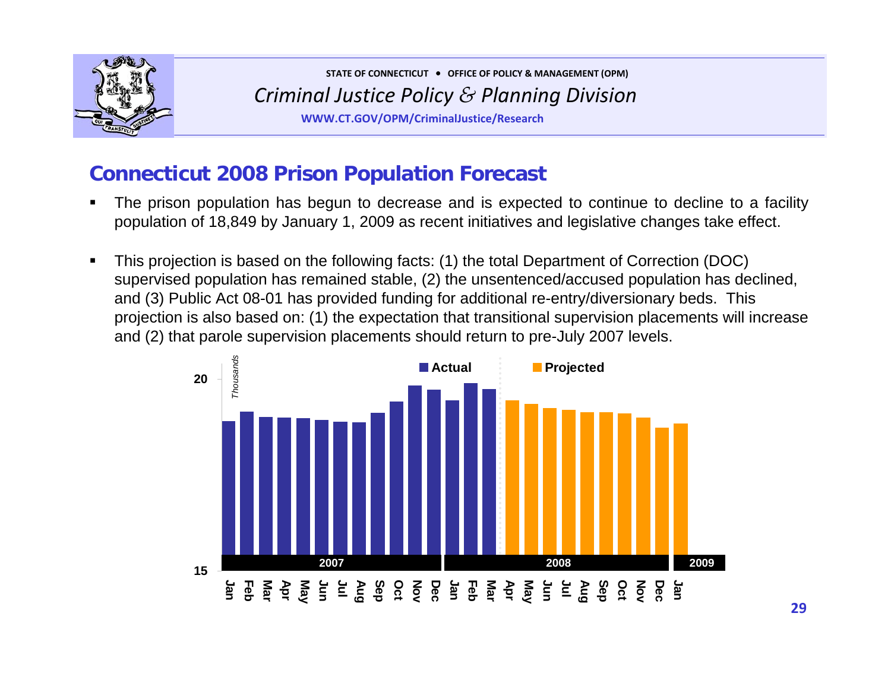# Connecticut 2008 Prison Population Forecast

- The prison population has begun to decrease and is expected to continue to decline to a facility population of 18,849 by January 1, 2009 as recent initiatives and legislative changes take effect.
- This projection is based on the following facts: (1) the total Department of Correction (DOC) supervised population has remained stable, (2) the unsentenced/accused population has declined, and (3) Public Act 08-01 has provided funding for additional re-entry/diversionary beds. This projection is also based on: (1) the expectation that transitional supervision placements will increase and (2) that parole supervision placements should return to pre-July 2007 levels.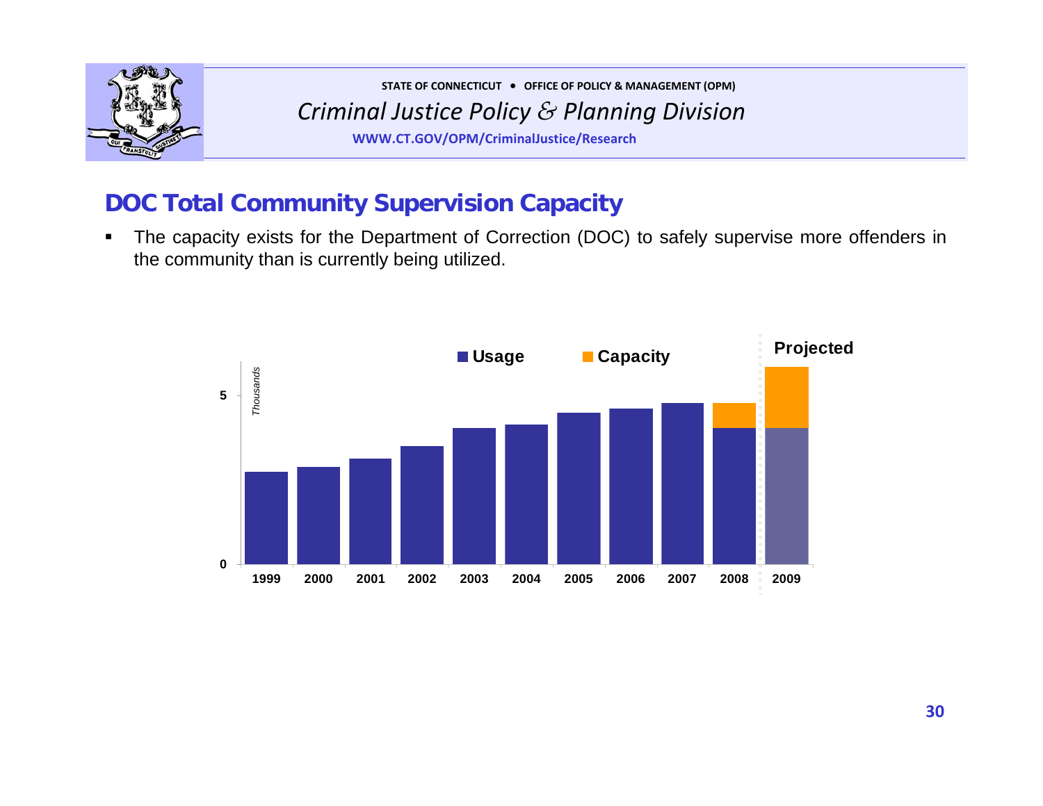## DOC Total Community Supervision Capacity

- The capacity exists for the Department of Correction (DOC) to safely supervise more offenders in the community than is currently being utilized.

Usage | Capacity | Projected

*Thousands*

5

0

1999 2000 2001 2002 2003 2004 2005 2006 2007 2008 2009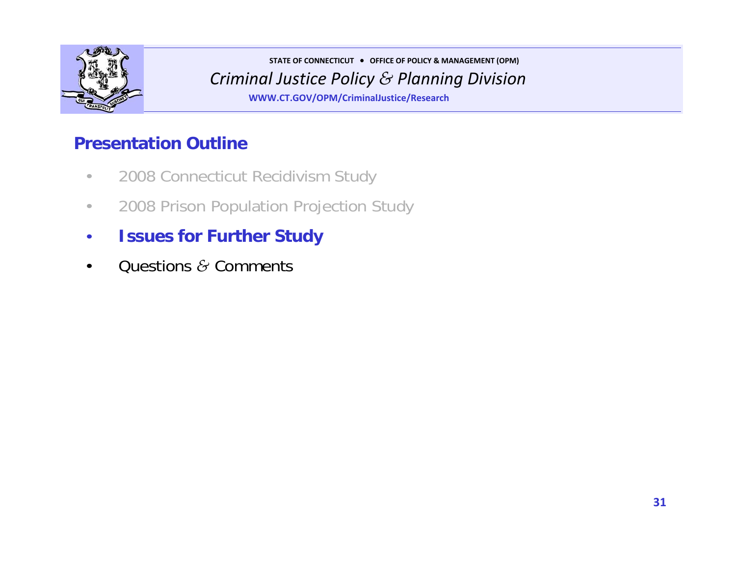## Presentation Outline

- 2008 Connecticut Recidivism Study
- 2008 Prison Population Projection Study
- **Issues for Further Study**
- Questions & Comments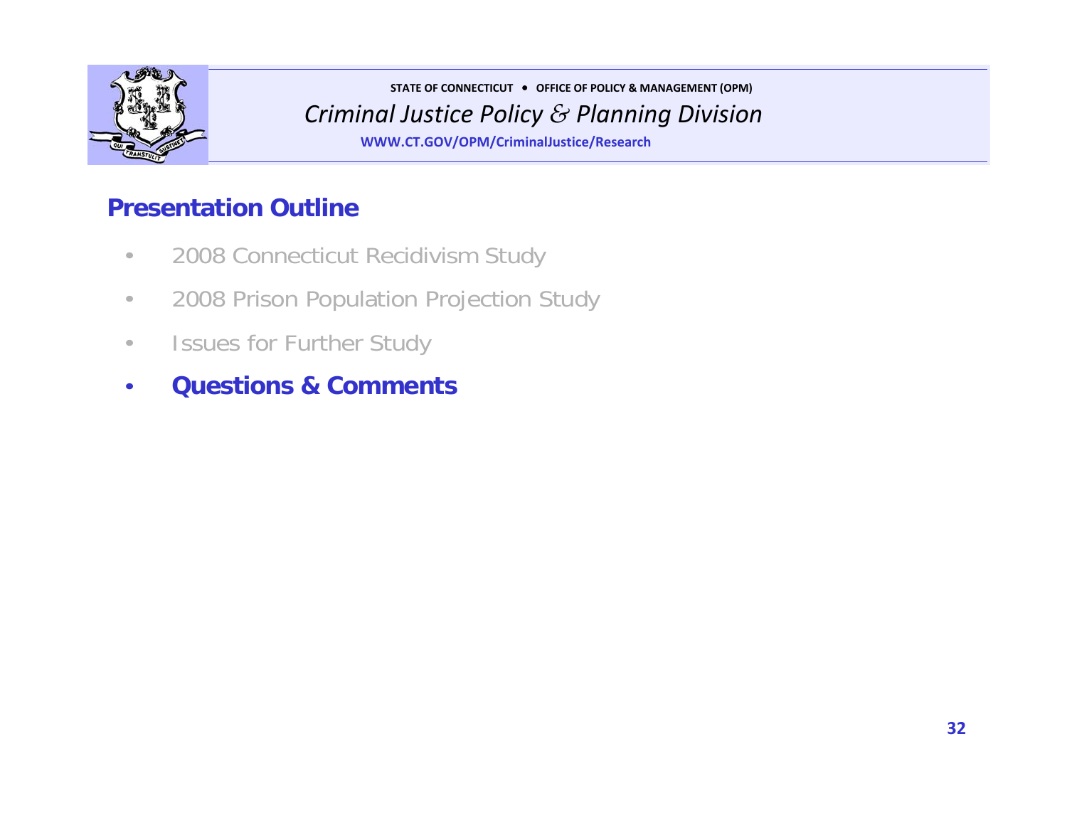STATE OF CONNECTICUT • OFFICE OF POLICY & MANAGEMENT (OPM)

*Criminal Justice Policy & Planning Division*

WWW.CT.GOV/OPM/CriminalJustice/Research

## Presentation Outline

- 2008 Connecticut Recidivism Study
- 2008 Prison Population Projection Study
- Issues for Further Study
- **Questions & Comments**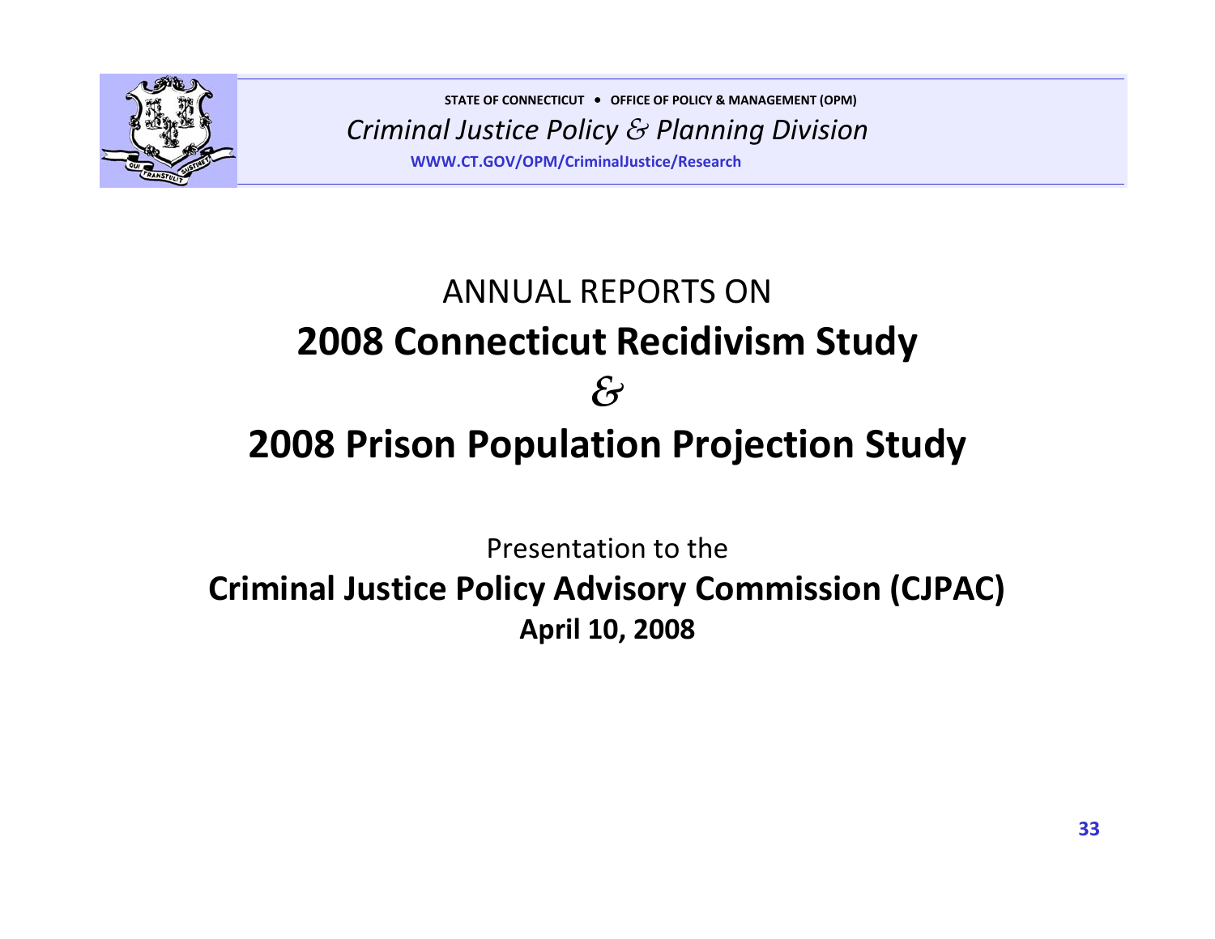STATE OF CONNECTICUT • OFFICE OF POLICY & MANAGEMENT (OPM)

*Criminal Justice Policy & Planning Division*

WWW.CT.GOV/OPM/CriminalJustice/Research

# ANNUAL REPORTS ON

# 2008 Connecticut Recidivism Study

*&*

# 2008 Prison Population Projection Study

Presentation to the

**Criminal Justice Policy Advisory Commission (CJPAC)**

**April 10, 2008**